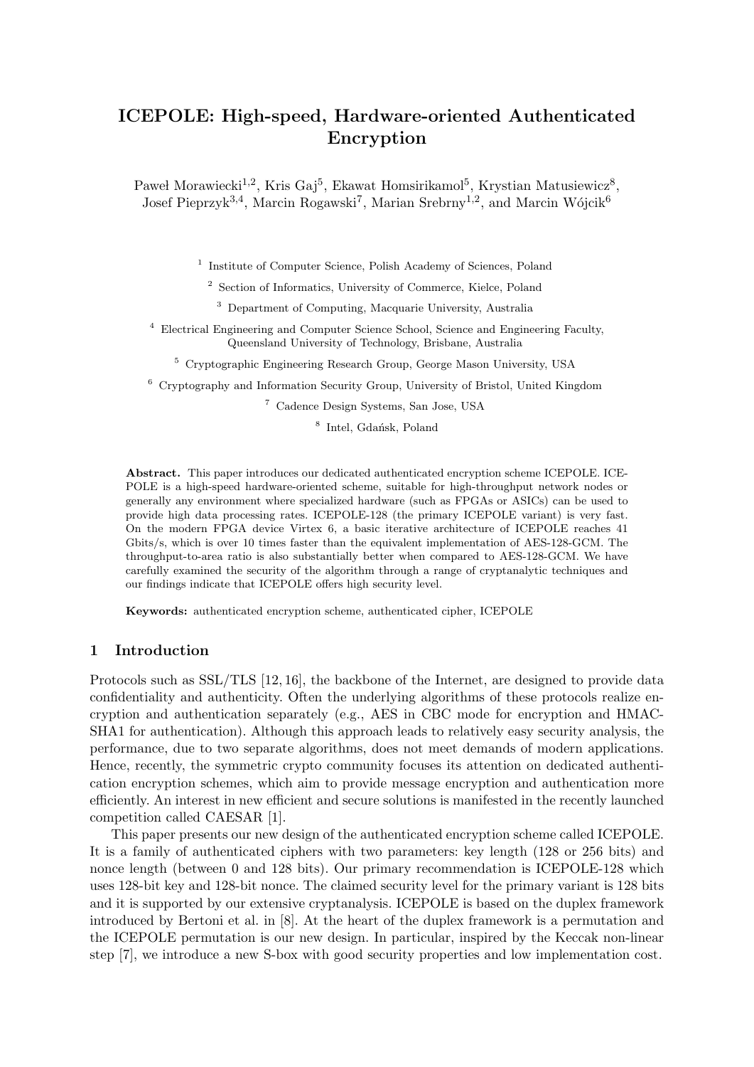# ICEPOLE: High-speed, Hardware-oriented Authenticated Encryption

Paweł Morawiecki[1,2], Kris Gaj[5], Ekawat Homsirikamol[5], Krystian Matusiewicz[8], Josef Pieprzyk[3,4], Marcin Rogawski[7], Marian Srebrny[1,2], and Marcin Wójcik[6]

[1] Institute of Computer Science, Polish Academy of Sciences, Poland

[2] Section of Informatics, University of Commerce, Kielce, Poland

[3] Department of Computing, Macquarie University, Australia

[4] Electrical Engineering and Computer Science School, Science and Engineering Faculty, Queensland University of Technology, Brisbane, Australia

[5] Cryptographic Engineering Research Group, George Mason University, USA

[6] Cryptography and Information Security Group, University of Bristol, United Kingdom

[7] Cadence Design Systems, San Jose, USA

[8] Intel, Gdańsk, Poland

**Abstract.** This paper introduces our dedicated authenticated encryption scheme ICEPOLE. ICEPOLE is a high-speed hardware-oriented scheme, suitable for high-throughput network nodes or generally any environment where specialized hardware (such as FPGAs or ASICs) can be used to provide high data processing rates. ICEPOLE-128 (the primary ICEPOLE variant) is very fast. On the modern FPGA device Virtex 6, a basic iterative architecture of ICEPOLE reaches 41 Gbits/s, which is over 10 times faster than the equivalent implementation of AES-128-GCM. The throughput-to-area ratio is also substantially better when compared to AES-128-GCM. We have carefully examined the security of the algorithm through a range of cryptanalytic techniques and our findings indicate that ICEPOLE offers high security level.

**Keywords:** authenticated encryption scheme, authenticated cipher, ICEPOLE

## 1 Introduction

Protocols such as SSL/TLS [12, 16], the backbone of the Internet, are designed to provide data confidentiality and authenticity. Often the underlying algorithms of these protocols realize encryption and authentication separately (e.g., AES in CBC mode for encryption and HMAC-SHA1 for authentication). Although this approach leads to relatively easy security analysis, the performance, due to two separate algorithms, does not meet demands of modern applications. Hence, recently, the symmetric crypto community focuses its attention on dedicated authentication encryption schemes, which aim to provide message encryption and authentication more efficiently. An interest in new efficient and secure solutions is manifested in the recently launched competition called CAESAR [1].

This paper presents our new design of the authenticated encryption scheme called ICEPOLE. It is a family of authenticated ciphers with two parameters: key length (128 or 256 bits) and nonce length (between 0 and 128 bits). Our primary recommendation is ICEPOLE-128 which uses 128-bit key and 128-bit nonce. The claimed security level for the primary variant is 128 bits and it is supported by our extensive cryptanalysis. ICEPOLE is based on the duplex framework introduced by Bertoni et al. in [8]. At the heart of the duplex framework is a permutation and the ICEPOLE permutation is our new design. In particular, inspired by the Keccak non-linear step [7], we introduce a new S-box with good security properties and low implementation cost.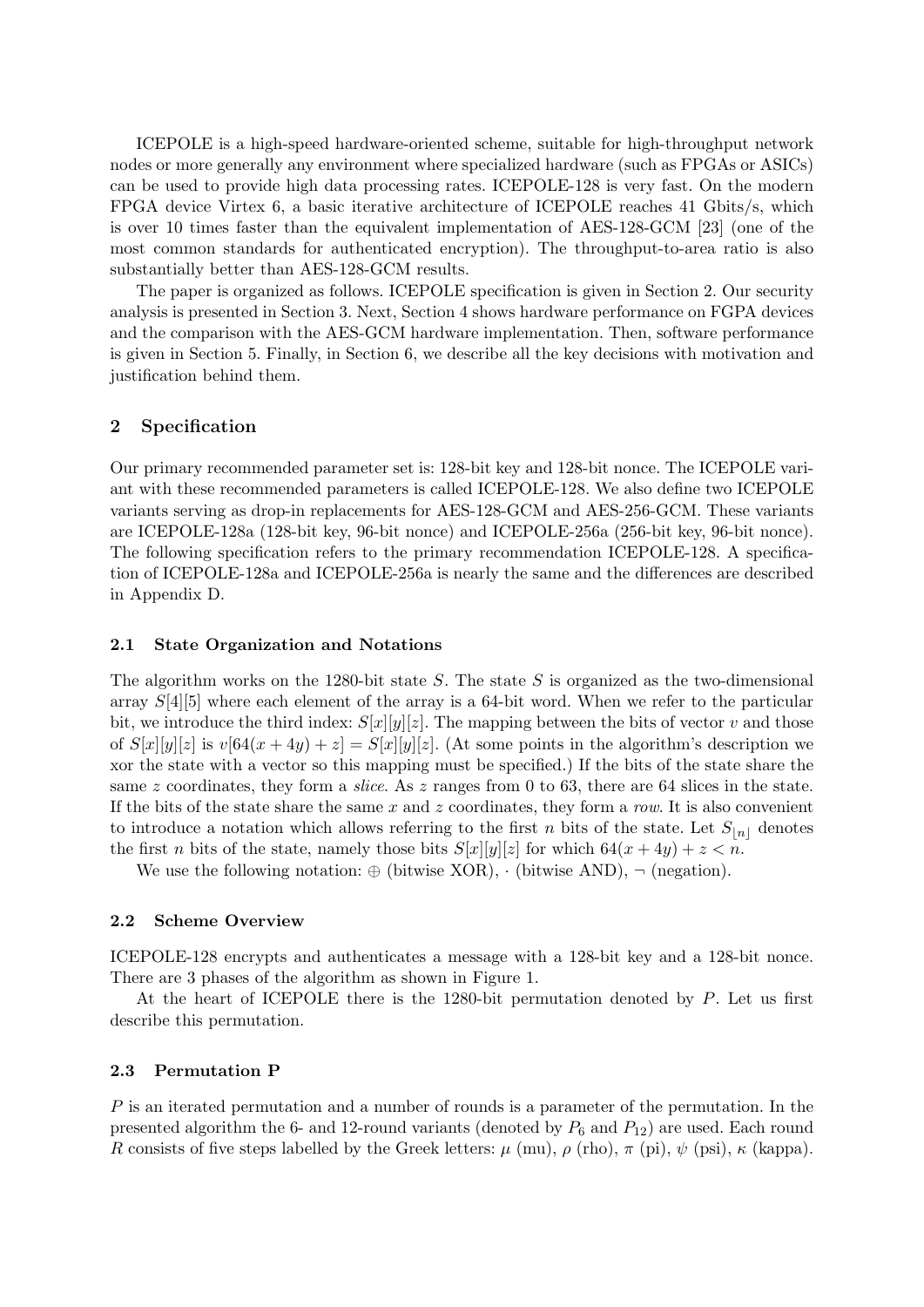ICEPOLE is a high-speed hardware-oriented scheme, suitable for high-throughput network nodes or more generally any environment where specialized hardware (such as FPGAs or ASICs) can be used to provide high data processing rates. ICEPOLE-128 is very fast. On the modern FPGA device Virtex 6, a basic iterative architecture of ICEPOLE reaches 41 Gbits/s, which is over 10 times faster than the equivalent implementation of AES-128-GCM [23] (one of the most common standards for authenticated encryption). The throughput-to-area ratio is also substantially better than AES-128-GCM results.

The paper is organized as follows. ICEPOLE specification is given in Section 2. Our security analysis is presented in Section 3. Next, Section 4 shows hardware performance on FGPA devices and the comparison with the AES-GCM hardware implementation. Then, software performance is given in Section 5. Finally, in Section 6, we describe all the key decisions with motivation and justification behind them.

## 2 Specification

Our primary recommended parameter set is: 128-bit key and 128-bit nonce. The ICEPOLE variant with these recommended parameters is called ICEPOLE-128. We also define two ICEPOLE variants serving as drop-in replacements for AES-128-GCM and AES-256-GCM. These variants are ICEPOLE-128a (128-bit key, 96-bit nonce) and ICEPOLE-256a (256-bit key, 96-bit nonce). The following specification refers to the primary recommendation ICEPOLE-128. A specification of ICEPOLE-128a and ICEPOLE-256a is nearly the same and the differences are described in Appendix D.

### 2.1 State Organization and Notations

The algorithm works on the 1280-bit state $S$. The state $S$ is organized as the two-dimensional array $S[4][5]$ where each element of the array is a 64-bit word. When we refer to the particular bit, we introduce the third index: $S[x][y][z]$. The mapping between the bits of vector $v$ and those of $S[x][y][z]$ is $v[64(x+4y)+z] = S[x][y][z]$. (At some points in the algorithm's description we xor the state with a vector so this mapping must be specified.) If the bits of the state share the same $z$ coordinates, they form a *slice*. As $z$ ranges from 0 to 63, there are 64 slices in the state. If the bits of the state share the same $x$ and $z$ coordinates, they form a *row*. It is also convenient to introduce a notation which allows referring to the first $n$ bits of the state. Let $S_{\lfloor n \rfloor}$ denotes the first $n$ bits of the state, namely those bits $S[x][y][z]$ for which $64(x+4y)+z < n$.

We use the following notation: $\oplus$ (bitwise XOR), $\cdot$ (bitwise AND), $\neg$ (negation).

### 2.2 Scheme Overview

ICEPOLE-128 encrypts and authenticates a message with a 128-bit key and a 128-bit nonce. There are 3 phases of the algorithm as shown in Figure 1.

At the heart of ICEPOLE there is the 1280-bit permutation denoted by $P$. Let us first describe this permutation.

### 2.3 Permutation P

$P$ is an iterated permutation and a number of rounds is a parameter of the permutation. In the presented algorithm the 6- and 12-round variants (denoted by $P_6$ and $P_{12}$) are used. Each round $R$ consists of five steps labelled by the Greek letters: $\mu$ (mu), $\rho$ (rho), $\pi$ (pi), $\psi$ (psi), $\kappa$ (kappa).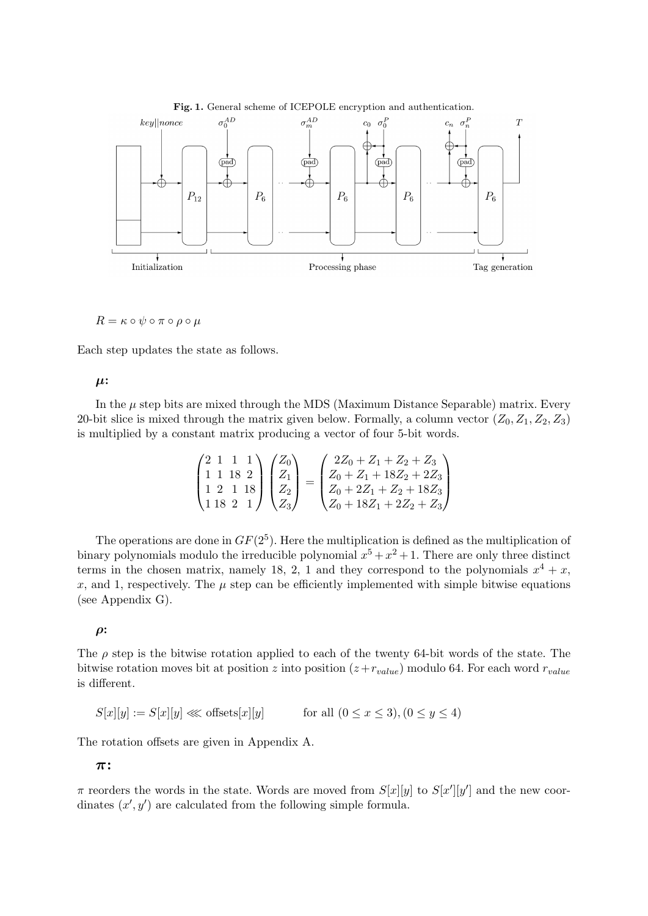**Fig. 1.** General scheme of ICEPOLE encryption and authentication.

$$R = \kappa \circ \psi \circ \pi \circ \rho \circ \mu$$

Each step updates the state as follows.

### $\mu$:

In the $\mu$ step bits are mixed through the MDS (Maximum Distance Separable) matrix. Every 20-bit slice is mixed through the matrix given below. Formally, a column vector $(Z_0, Z_1, Z_2, Z_3)$ is multiplied by a constant matrix producing a vector of four 5-bit words.

$$\begin{pmatrix} 2 & 1 & 1 & 1 \\ 1 & 1 & 18 & 2 \\ 1 & 2 & 1 & 18 \\ 1 & 18 & 2 & 1 \end{pmatrix} \begin{pmatrix} Z_0 \\ Z_1 \\ Z_2 \\ Z_3 \end{pmatrix} = \begin{pmatrix} 2Z_0 + Z_1 + Z_2 + Z_3 \\ Z_0 + Z_1 + 18Z_2 + 2Z_3 \\ Z_0 + 2Z_1 + Z_2 + 18Z_3 \\ Z_0 + 18Z_1 + 2Z_2 + Z_3 \end{pmatrix}$$

The operations are done in $GF(2^5)$. Here the multiplication is defined as the multiplication of binary polynomials modulo the irreducible polynomial $x^5 + x^2 + 1$. There are only three distinct terms in the chosen matrix, namely 18, 2, 1 and they correspond to the polynomials $x^4 + x$, $x$, and 1, respectively. The $\mu$ step can be efficiently implemented with simple bitwise equations (see Appendix G).

### $\rho$:

The $\rho$ step is the bitwise rotation applied to each of the twenty 64-bit words of the state. The bitwise rotation moves bit at position $z$ into position $(z + r_{value})$ modulo 64. For each word $r_{value}$ is different.

$$S[x][y] := S[x][y] \lll \text{offsets}[x][y] \qquad \text{for all } (0 \leq x \leq 3), (0 \leq y \leq 4)$$

The rotation offsets are given in Appendix A.

### $\pi$:

$\pi$ reorders the words in the state. Words are moved from $S[x][y]$ to $S[x'][y']$ and the new coordinates $(x', y')$ are calculated from the following simple formula.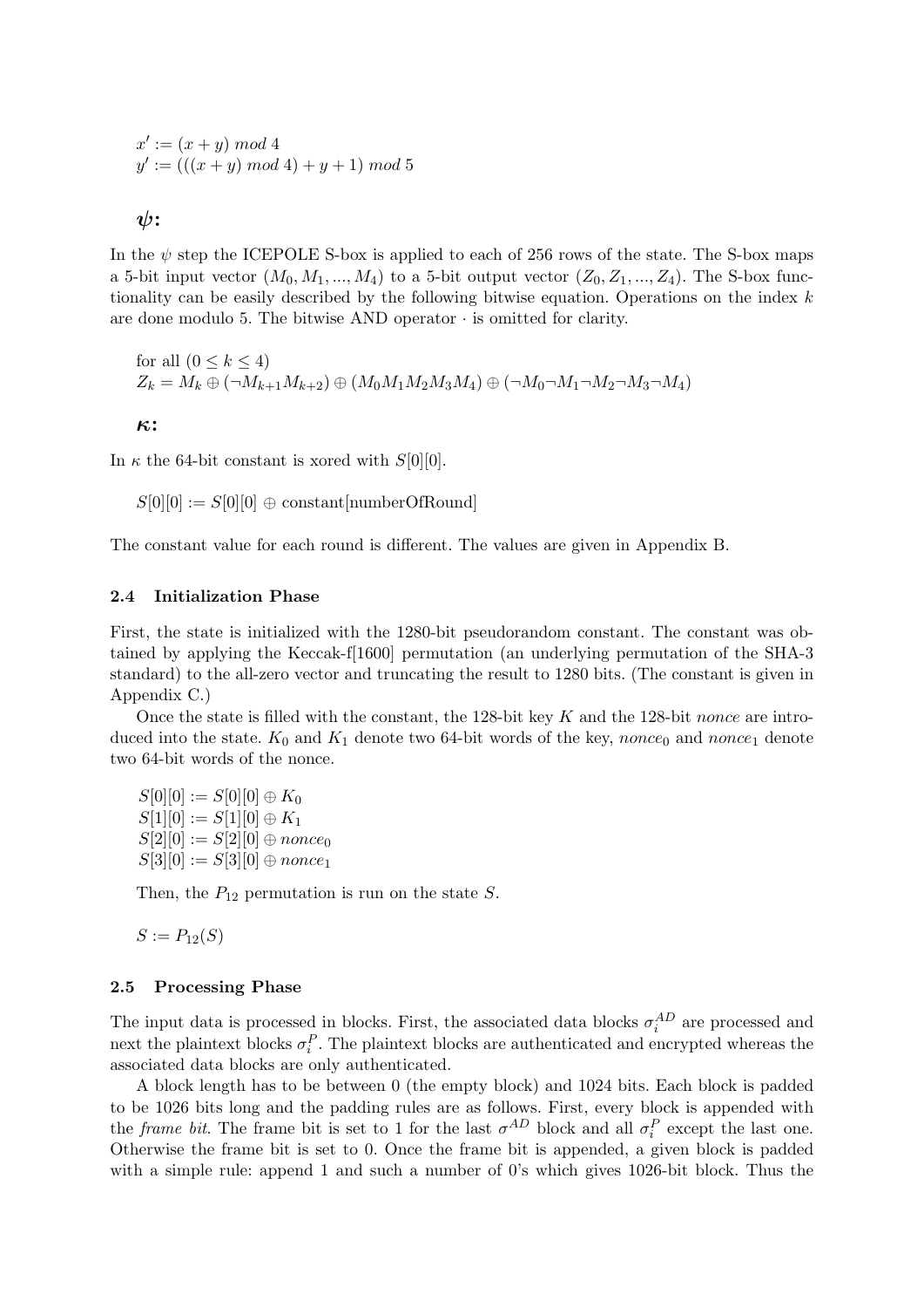$x' := (x + y) \ mod \ 4$
$y' := (((x + y) \ mod \ 4) + y + 1) \ mod \ 5$

### $\psi$:

In the $\psi$ step the ICEPOLE S-box is applied to each of 256 rows of the state. The S-box maps a 5-bit input vector $(M_0, M_1, ..., M_4)$ to a 5-bit output vector $(Z_0, Z_1, ..., Z_4)$. The S-box functionality can be easily described by the following bitwise equation. Operations on the index $k$ are done modulo 5. The bitwise AND operator $\cdot$ is omitted for clarity.

for all $(0 \leq k \leq 4)$
$Z_k = M_k \oplus (\neg M_{k+1} M_{k+2}) \oplus (M_0 M_1 M_2 M_3 M_4) \oplus (\neg M_0 \neg M_1 \neg M_2 \neg M_3 \neg M_4)$

### $\kappa$:

In $\kappa$ the 64-bit constant is xored with $S[0][0]$.

$S[0][0] := S[0][0] \oplus \text{constant[numberOfRound]}$

The constant value for each round is different. The values are given in Appendix B.

### 2.4 Initialization Phase

First, the state is initialized with the 1280-bit pseudorandom constant. The constant was obtained by applying the Keccak-f[1600] permutation (an underlying permutation of the SHA-3 standard) to the all-zero vector and truncating the result to 1280 bits. (The constant is given in Appendix C.)

Once the state is filled with the constant, the 128-bit key $K$ and the 128-bit *nonce* are introduced into the state. $K_0$ and $K_1$ denote two 64-bit words of the key, $nonce_0$ and $nonce_1$ denote two 64-bit words of the nonce.

$S[0][0] := S[0][0] \oplus K_0$
$S[1][0] := S[1][0] \oplus K_1$
$S[2][0] := S[2][0] \oplus nonce_0$
$S[3][0] := S[3][0] \oplus nonce_1$

Then, the $P_{12}$ permutation is run on the state $S$.

$S := P_{12}(S)$

### 2.5 Processing Phase

The input data is processed in blocks. First, the associated data blocks $\sigma_i^{AD}$ are processed and next the plaintext blocks $\sigma_i^P$. The plaintext blocks are authenticated and encrypted whereas the associated data blocks are only authenticated.

A block length has to be between 0 (the empty block) and 1024 bits. Each block is padded to be 1026 bits long and the padding rules are as follows. First, every block is appended with the *frame bit*. The frame bit is set to 1 for the last $\sigma^{AD}$ block and all $\sigma_i^P$ except the last one. Otherwise the frame bit is set to 0. Once the frame bit is appended, a given block is padded with a simple rule: append 1 and such a number of 0's which gives 1026-bit block. Thus the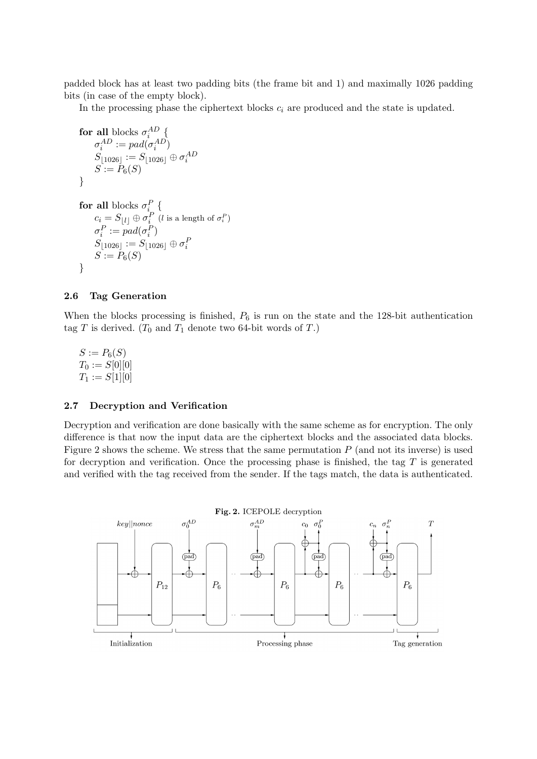padded block has at least two padding bits (the frame bit and 1) and maximally 1026 padding bits (in case of the empty block).

In the processing phase the ciphertext blocks $c_i$ are produced and the state is updated.

**for all** blocks $\sigma_i^{AD}$ {
  $\sigma_i^{AD} := pad(\sigma_i^{AD})$
  $S_{\lfloor 1026 \rfloor} := S_{\lfloor 1026 \rfloor} \oplus \sigma_i^{AD}$
  $S := P_6(S)$
}

**for all** blocks $\sigma_i^{P}$ {
  $c_i = S_{\lfloor l \rfloor} \oplus \sigma_i^{P}$ ($l$ is a length of $\sigma_i^P$)
  $\sigma_i^{P} := pad(\sigma_i^{P})$
  $S_{\lfloor 1026 \rfloor} := S_{\lfloor 1026 \rfloor} \oplus \sigma_i^{P}$
  $S := P_6(S)$
}

### 2.6 Tag Generation

When the blocks processing is finished, $P_6$ is run on the state and the 128-bit authentication tag $T$ is derived. ($T_0$ and $T_1$ denote two 64-bit words of $T$.)

$S := P_6(S)$
$T_0 := S[0][0]$
$T_1 := S[1][0]$

### 2.7 Decryption and Verification

Decryption and verification are done basically with the same scheme as for encryption. The only difference is that now the input data are the ciphertext blocks and the associated data blocks. Figure 2 shows the scheme. We stress that the same permutation $P$ (and not its inverse) is used for decryption and verification. Once the processing phase is finished, the tag $T$ is generated and verified with the tag received from the sender. If the tags match, the data is authenticated.

**Fig. 2.** ICEPOLE decryption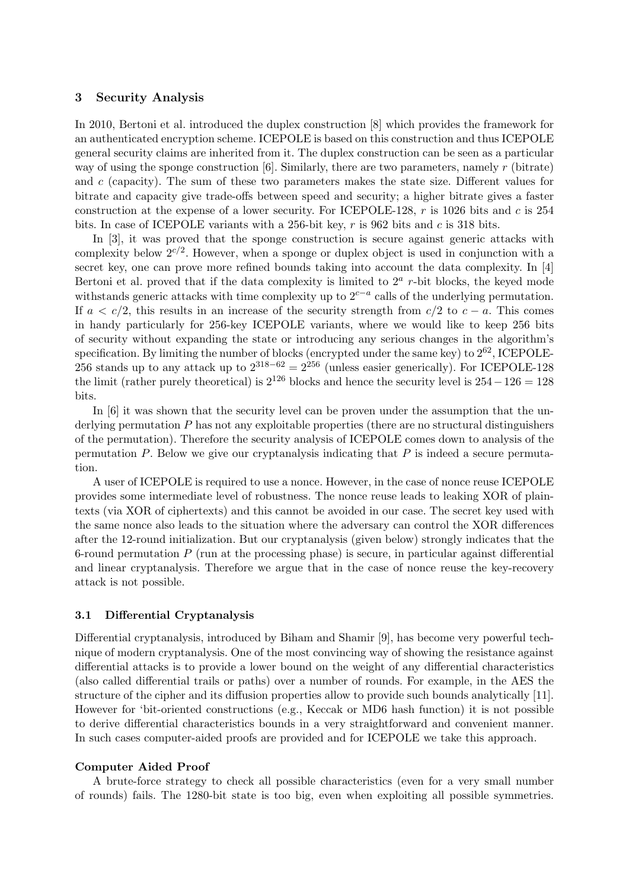## 3 Security Analysis

In 2010, Bertoni et al. introduced the duplex construction [8] which provides the framework for an authenticated encryption scheme. ICEPOLE is based on this construction and thus ICEPOLE general security claims are inherited from it. The duplex construction can be seen as a particular way of using the sponge construction [6]. Similarly, there are two parameters, namely $r$ (bitrate) and $c$ (capacity). The sum of these two parameters makes the state size. Different values for bitrate and capacity give trade-offs between speed and security; a higher bitrate gives a faster construction at the expense of a lower security. For ICEPOLE-128, $r$ is 1026 bits and $c$ is 254 bits. In case of ICEPOLE variants with a 256-bit key, $r$ is 962 bits and $c$ is 318 bits.

In [3], it was proved that the sponge construction is secure against generic attacks with complexity below $2^{c/2}$. However, when a sponge or duplex object is used in conjunction with a secret key, one can prove more refined bounds taking into account the data complexity. In [4] Bertoni et al. proved that if the data complexity is limited to $2^a$ $r$-bit blocks, the keyed mode withstands generic attacks with time complexity up to $2^{c-a}$ calls of the underlying permutation. If $a < c/2$, this results in an increase of the security strength from $c/2$ to $c - a$. This comes in handy particularly for 256-key ICEPOLE variants, where we would like to keep 256 bits of security without expanding the state or introducing any serious changes in the algorithm's specification. By limiting the number of blocks (encrypted under the same key) to $2^{62}$, ICEPOLE-256 stands up to any attack up to $2^{318-62} = 2^{256}$ (unless easier generically). For ICEPOLE-128 the limit (rather purely theoretical) is $2^{126}$ blocks and hence the security level is $254 - 126 = 128$ bits.

In [6] it was shown that the security level can be proven under the assumption that the underlying permutation $P$ has not any exploitable properties (there are no structural distinguishers of the permutation). Therefore the security analysis of ICEPOLE comes down to analysis of the permutation $P$. Below we give our cryptanalysis indicating that $P$ is indeed a secure permutation.

A user of ICEPOLE is required to use a nonce. However, in the case of nonce reuse ICEPOLE provides some intermediate level of robustness. The nonce reuse leads to leaking XOR of plaintexts (via XOR of ciphertexts) and this cannot be avoided in our case. The secret key used with the same nonce also leads to the situation where the adversary can control the XOR differences after the 12-round initialization. But our cryptanalysis (given below) strongly indicates that the 6-round permutation $P$ (run at the processing phase) is secure, in particular against differential and linear cryptanalysis. Therefore we argue that in the case of nonce reuse the key-recovery attack is not possible.

### 3.1 Differential Cryptanalysis

Differential cryptanalysis, introduced by Biham and Shamir [9], has become very powerful technique of modern cryptanalysis. One of the most convincing way of showing the resistance against differential attacks is to provide a lower bound on the weight of any differential characteristics (also called differential trails or paths) over a number of rounds. For example, in the AES the structure of the cipher and its diffusion properties allow to provide such bounds analytically [11]. However for 'bit-oriented constructions (e.g., Keccak or MD6 hash function) it is not possible to derive differential characteristics bounds in a very straightforward and convenient manner. In such cases computer-aided proofs are provided and for ICEPOLE we take this approach.

**Computer Aided Proof**

A brute-force strategy to check all possible characteristics (even for a very small number of rounds) fails. The 1280-bit state is too big, even when exploiting all possible symmetries.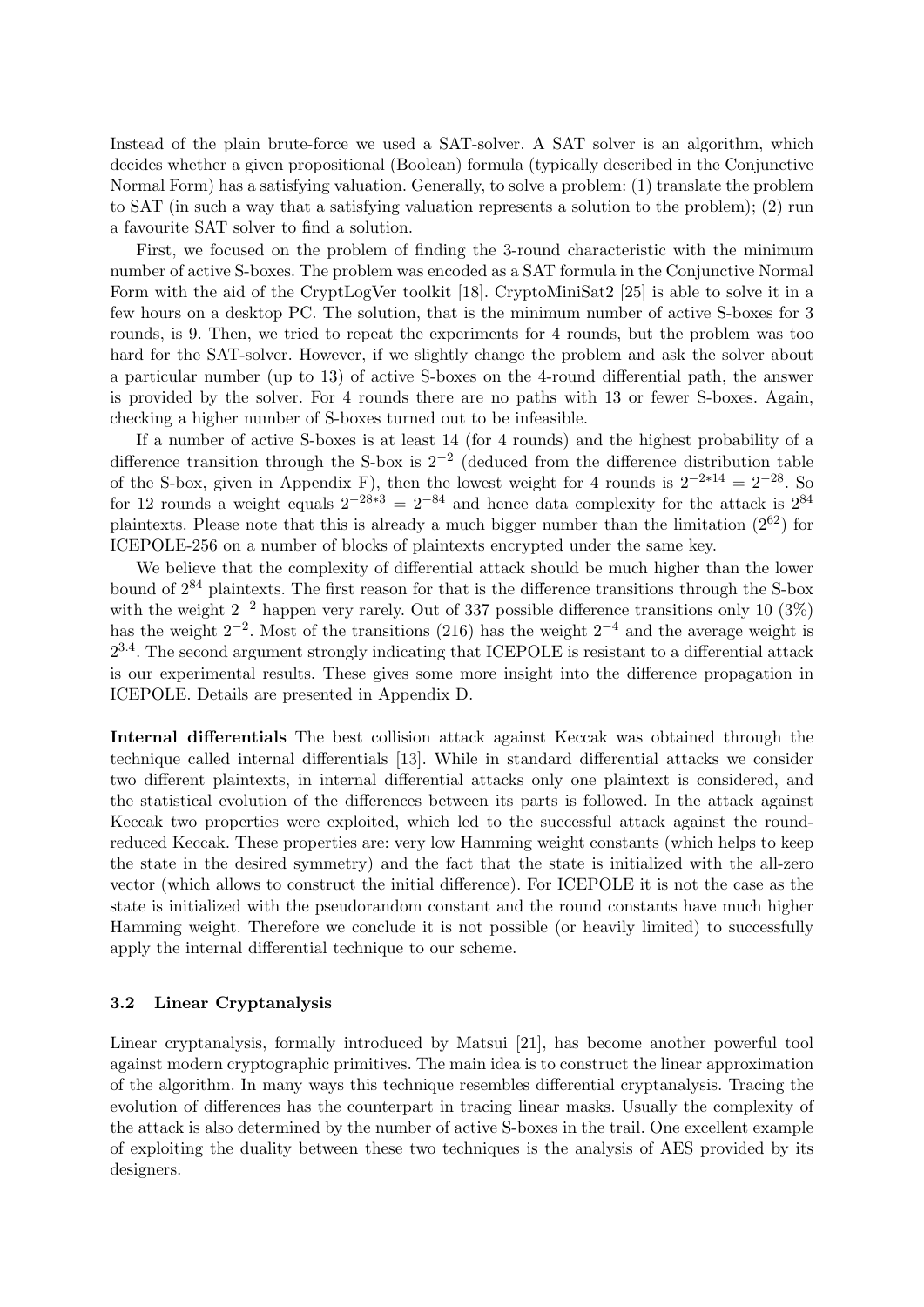Instead of the plain brute-force we used a SAT-solver. A SAT solver is an algorithm, which decides whether a given propositional (Boolean) formula (typically described in the Conjunctive Normal Form) has a satisfying valuation. Generally, to solve a problem: (1) translate the problem to SAT (in such a way that a satisfying valuation represents a solution to the problem); (2) run a favourite SAT solver to find a solution.

First, we focused on the problem of finding the 3-round characteristic with the minimum number of active S-boxes. The problem was encoded as a SAT formula in the Conjunctive Normal Form with the aid of the CryptLogVer toolkit [18]. CryptoMiniSat2 [25] is able to solve it in a few hours on a desktop PC. The solution, that is the minimum number of active S-boxes for 3 rounds, is 9. Then, we tried to repeat the experiments for 4 rounds, but the problem was too hard for the SAT-solver. However, if we slightly change the problem and ask the solver about a particular number (up to 13) of active S-boxes on the 4-round differential path, the answer is provided by the solver. For 4 rounds there are no paths with 13 or fewer S-boxes. Again, checking a higher number of S-boxes turned out to be infeasible.

If a number of active S-boxes is at least 14 (for 4 rounds) and the highest probability of a difference transition through the S-box is $2^{-2}$ (deduced from the difference distribution table of the S-box, given in Appendix F), then the lowest weight for 4 rounds is $2^{-2*14} = 2^{-28}$. So for 12 rounds a weight equals $2^{-28*3} = 2^{-84}$ and hence data complexity for the attack is $2^{84}$ plaintexts. Please note that this is already a much bigger number than the limitation ($2^{62}$) for ICEPOLE-256 on a number of blocks of plaintexts encrypted under the same key.

We believe that the complexity of differential attack should be much higher than the lower bound of $2^{84}$ plaintexts. The first reason for that is the difference transitions through the S-box with the weight $2^{-2}$ happen very rarely. Out of 337 possible difference transitions only 10 (3%) has the weight $2^{-2}$. Most of the transitions (216) has the weight $2^{-4}$ and the average weight is $2^{3.4}$. The second argument strongly indicating that ICEPOLE is resistant to a differential attack is our experimental results. These gives some more insight into the difference propagation in ICEPOLE. Details are presented in Appendix D.

**Internal differentials** The best collision attack against Keccak was obtained through the technique called internal differentials [13]. While in standard differential attacks we consider two different plaintexts, in internal differential attacks only one plaintext is considered, and the statistical evolution of the differences between its parts is followed. In the attack against Keccak two properties were exploited, which led to the successful attack against the round-reduced Keccak. These properties are: very low Hamming weight constants (which helps to keep the state in the desired symmetry) and the fact that the state is initialized with the all-zero vector (which allows to construct the initial difference). For ICEPOLE it is not the case as the state is initialized with the pseudorandom constant and the round constants have much higher Hamming weight. Therefore we conclude it is not possible (or heavily limited) to successfully apply the internal differential technique to our scheme.

### 3.2 Linear Cryptanalysis

Linear cryptanalysis, formally introduced by Matsui [21], has become another powerful tool against modern cryptographic primitives. The main idea is to construct the linear approximation of the algorithm. In many ways this technique resembles differential cryptanalysis. Tracing the evolution of differences has the counterpart in tracing linear masks. Usually the complexity of the attack is also determined by the number of active S-boxes in the trail. One excellent example of exploiting the duality between these two techniques is the analysis of AES provided by its designers.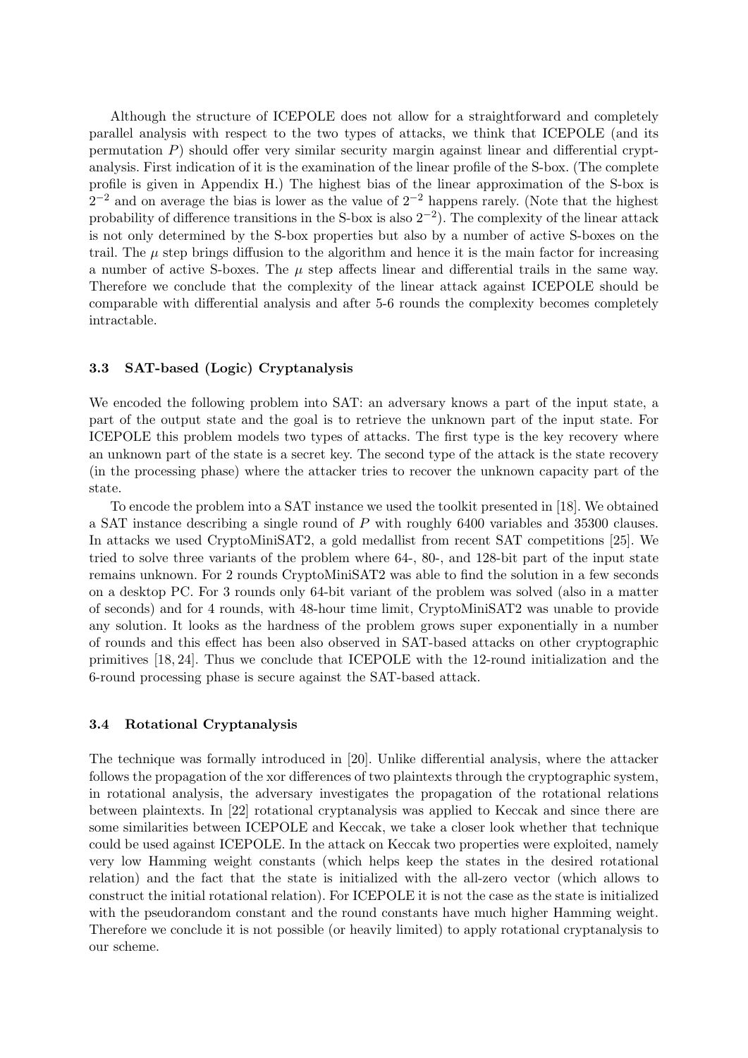Although the structure of ICEPOLE does not allow for a straightforward and completely parallel analysis with respect to the two types of attacks, we think that ICEPOLE (and its permutation $P$) should offer very similar security margin against linear and differential cryptanalysis. First indication of it is the examination of the linear profile of the S-box. (The complete profile is given in Appendix H.) The highest bias of the linear approximation of the S-box is $2^{-2}$ and on average the bias is lower as the value of $2^{-2}$ happens rarely. (Note that the highest probability of difference transitions in the S-box is also $2^{-2}$). The complexity of the linear attack is not only determined by the S-box properties but also by a number of active S-boxes on the trail. The $\mu$ step brings diffusion to the algorithm and hence it is the main factor for increasing a number of active S-boxes. The $\mu$ step affects linear and differential trails in the same way. Therefore we conclude that the complexity of the linear attack against ICEPOLE should be comparable with differential analysis and after 5-6 rounds the complexity becomes completely intractable.

### 3.3 SAT-based (Logic) Cryptanalysis

We encoded the following problem into SAT: an adversary knows a part of the input state, a part of the output state and the goal is to retrieve the unknown part of the input state. For ICEPOLE this problem models two types of attacks. The first type is the key recovery where an unknown part of the state is a secret key. The second type of the attack is the state recovery (in the processing phase) where the attacker tries to recover the unknown capacity part of the state.

To encode the problem into a SAT instance we used the toolkit presented in [18]. We obtained a SAT instance describing a single round of $P$ with roughly 6400 variables and 35300 clauses. In attacks we used CryptoMiniSAT2, a gold medallist from recent SAT competitions [25]. We tried to solve three variants of the problem where 64-, 80-, and 128-bit part of the input state remains unknown. For 2 rounds CryptoMiniSAT2 was able to find the solution in a few seconds on a desktop PC. For 3 rounds only 64-bit variant of the problem was solved (also in a matter of seconds) and for 4 rounds, with 48-hour time limit, CryptoMiniSAT2 was unable to provide any solution. It looks as the hardness of the problem grows super exponentially in a number of rounds and this effect has been also observed in SAT-based attacks on other cryptographic primitives [18, 24]. Thus we conclude that ICEPOLE with the 12-round initialization and the 6-round processing phase is secure against the SAT-based attack.

### 3.4 Rotational Cryptanalysis

The technique was formally introduced in [20]. Unlike differential analysis, where the attacker follows the propagation of the xor differences of two plaintexts through the cryptographic system, in rotational analysis, the adversary investigates the propagation of the rotational relations between plaintexts. In [22] rotational cryptanalysis was applied to Keccak and since there are some similarities between ICEPOLE and Keccak, we take a closer look whether that technique could be used against ICEPOLE. In the attack on Keccak two properties were exploited, namely very low Hamming weight constants (which helps keep the states in the desired rotational relation) and the fact that the state is initialized with the all-zero vector (which allows to construct the initial rotational relation). For ICEPOLE it is not the case as the state is initialized with the pseudorandom constant and the round constants have much higher Hamming weight. Therefore we conclude it is not possible (or heavily limited) to apply rotational cryptanalysis to our scheme.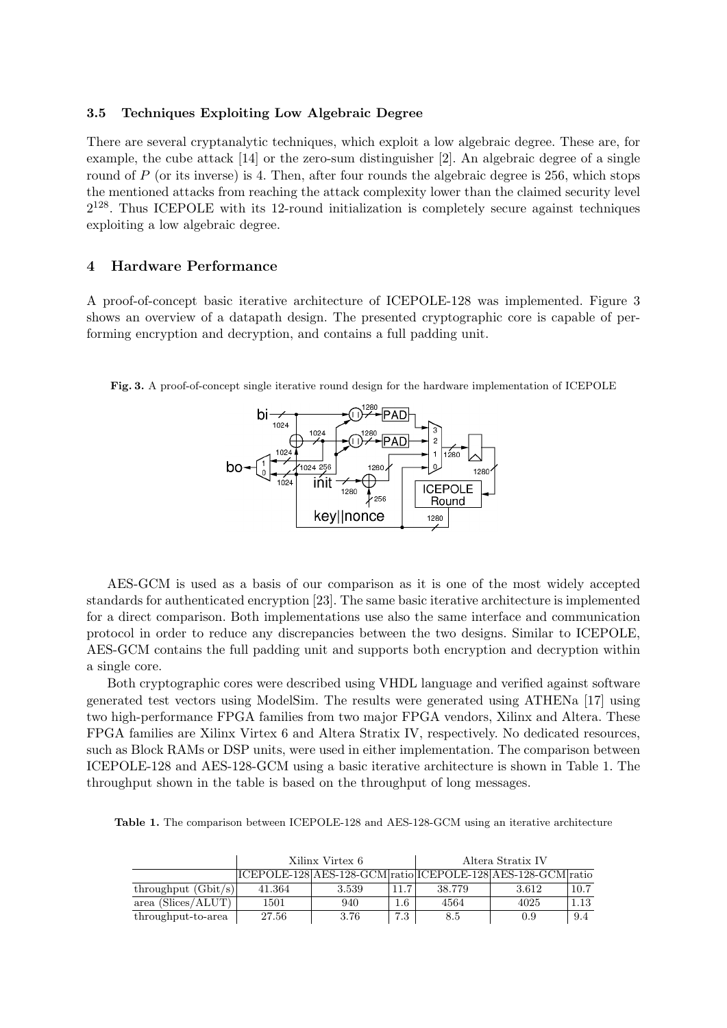### 3.5 Techniques Exploiting Low Algebraic Degree

There are several cryptanalytic techniques, which exploit a low algebraic degree. These are, for example, the cube attack [14] or the zero-sum distinguisher [2]. An algebraic degree of a single round of $P$ (or its inverse) is 4. Then, after four rounds the algebraic degree is 256, which stops the mentioned attacks from reaching the attack complexity lower than the claimed security level $2^{128}$. Thus ICEPOLE with its 12-round initialization is completely secure against techniques exploiting a low algebraic degree.

## 4 Hardware Performance

A proof-of-concept basic iterative architecture of ICEPOLE-128 was implemented. Figure 3 shows an overview of a datapath design. The presented cryptographic core is capable of performing encryption and decryption, and contains a full padding unit.

**Fig. 3.** A proof-of-concept single iterative round design for the hardware implementation of ICEPOLE

AES-GCM is used as a basis of our comparison as it is one of the most widely accepted standards for authenticated encryption [23]. The same basic iterative architecture is implemented for a direct comparison. Both implementations use also the same interface and communication protocol in order to reduce any discrepancies between the two designs. Similar to ICEPOLE, AES-GCM contains the full padding unit and supports both encryption and decryption within a single core.

Both cryptographic cores were described using VHDL language and verified against software generated test vectors using ModelSim. The results were generated using ATHENa [17] using two high-performance FPGA families from two major FPGA vendors, Xilinx and Altera. These FPGA families are Xilinx Virtex 6 and Altera Stratix IV, respectively. No dedicated resources, such as Block RAMs or DSP units, were used in either implementation. The comparison between ICEPOLE-128 and AES-128-GCM using a basic iterative architecture is shown in Table 1. The throughput shown in the table is based on the throughput of long messages.

**Table 1.** The comparison between ICEPOLE-128 and AES-128-GCM using an iterative architecture

| | Xilinx Virtex 6 | | | Altera Stratix IV | | |
|---|---|---|---|---|---|---|
| | ICEPOLE-128 | AES-128-GCM | ratio | ICEPOLE-128 | AES-128-GCM | ratio |
| throughput (Gbit/s) | 41.364 | 3.539 | 11.7 | 38.779 | 3.612 | 10.7 |
| area (Slices/ALUT) | 1501 | 940 | 1.6 | 4564 | 4025 | 1.13 |
| throughput-to-area | 27.56 | 3.76 | 7.3 | 8.5 | 0.9 | 9.4 |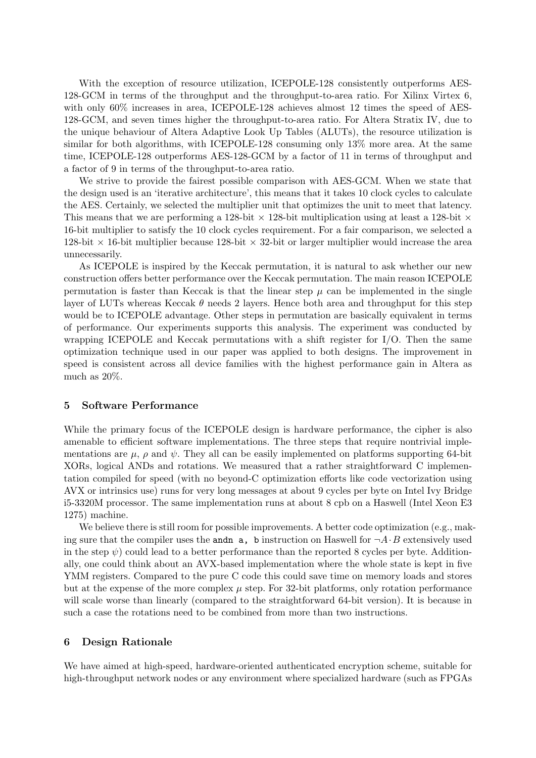With the exception of resource utilization, ICEPOLE-128 consistently outperforms AES-128-GCM in terms of the throughput and the throughput-to-area ratio. For Xilinx Virtex 6, with only 60% increases in area, ICEPOLE-128 achieves almost 12 times the speed of AES-128-GCM, and seven times higher the throughput-to-area ratio. For Altera Stratix IV, due to the unique behaviour of Altera Adaptive Look Up Tables (ALUTs), the resource utilization is similar for both algorithms, with ICEPOLE-128 consuming only 13% more area. At the same time, ICEPOLE-128 outperforms AES-128-GCM by a factor of 11 in terms of throughput and a factor of 9 in terms of the throughput-to-area ratio.

We strive to provide the fairest possible comparison with AES-GCM. When we state that the design used is an 'iterative architecture', this means that it takes 10 clock cycles to calculate the AES. Certainly, we selected the multiplier unit that optimizes the unit to meet that latency. This means that we are performing a 128-bit $\times$ 128-bit multiplication using at least a 128-bit $\times$ 16-bit multiplier to satisfy the 10 clock cycles requirement. For a fair comparison, we selected a 128-bit $\times$ 16-bit multiplier because 128-bit $\times$ 32-bit or larger multiplier would increase the area unnecessarily.

As ICEPOLE is inspired by the Keccak permutation, it is natural to ask whether our new construction offers better performance over the Keccak permutation. The main reason ICEPOLE permutation is faster than Keccak is that the linear step $\mu$ can be implemented in the single layer of LUTs whereas Keccak $\theta$ needs 2 layers. Hence both area and throughput for this step would be to ICEPOLE advantage. Other steps in permutation are basically equivalent in terms of performance. Our experiments supports this analysis. The experiment was conducted by wrapping ICEPOLE and Keccak permutations with a shift register for I/O. Then the same optimization technique used in our paper was applied to both designs. The improvement in speed is consistent across all device families with the highest performance gain in Altera as much as 20%.

## 5 Software Performance

While the primary focus of the ICEPOLE design is hardware performance, the cipher is also amenable to efficient software implementations. The three steps that require nontrivial implementations are $\mu$, $\rho$ and $\psi$. They all can be easily implemented on platforms supporting 64-bit XORs, logical ANDs and rotations. We measured that a rather straightforward C implementation compiled for speed (with no beyond-C optimization efforts like code vectorization using AVX or intrinsics use) runs for very long messages at about 9 cycles per byte on Intel Ivy Bridge i5-3320M processor. The same implementation runs at about 8 cpb on a Haswell (Intel Xeon E3 1275) machine.

We believe there is still room for possible improvements. A better code optimization (e.g., making sure that the compiler uses the `andn a, b` instruction on Haswell for $\neg A \cdot B$ extensively used in the step $\psi$) could lead to a better performance than the reported 8 cycles per byte. Additionally, one could think about an AVX-based implementation where the whole state is kept in five YMM registers. Compared to the pure C code this could save time on memory loads and stores but at the expense of the more complex $\mu$ step. For 32-bit platforms, only rotation performance will scale worse than linearly (compared to the straightforward 64-bit version). It is because in such a case the rotations need to be combined from more than two instructions.

## 6 Design Rationale

We have aimed at high-speed, hardware-oriented authenticated encryption scheme, suitable for high-throughput network nodes or any environment where specialized hardware (such as FPGAs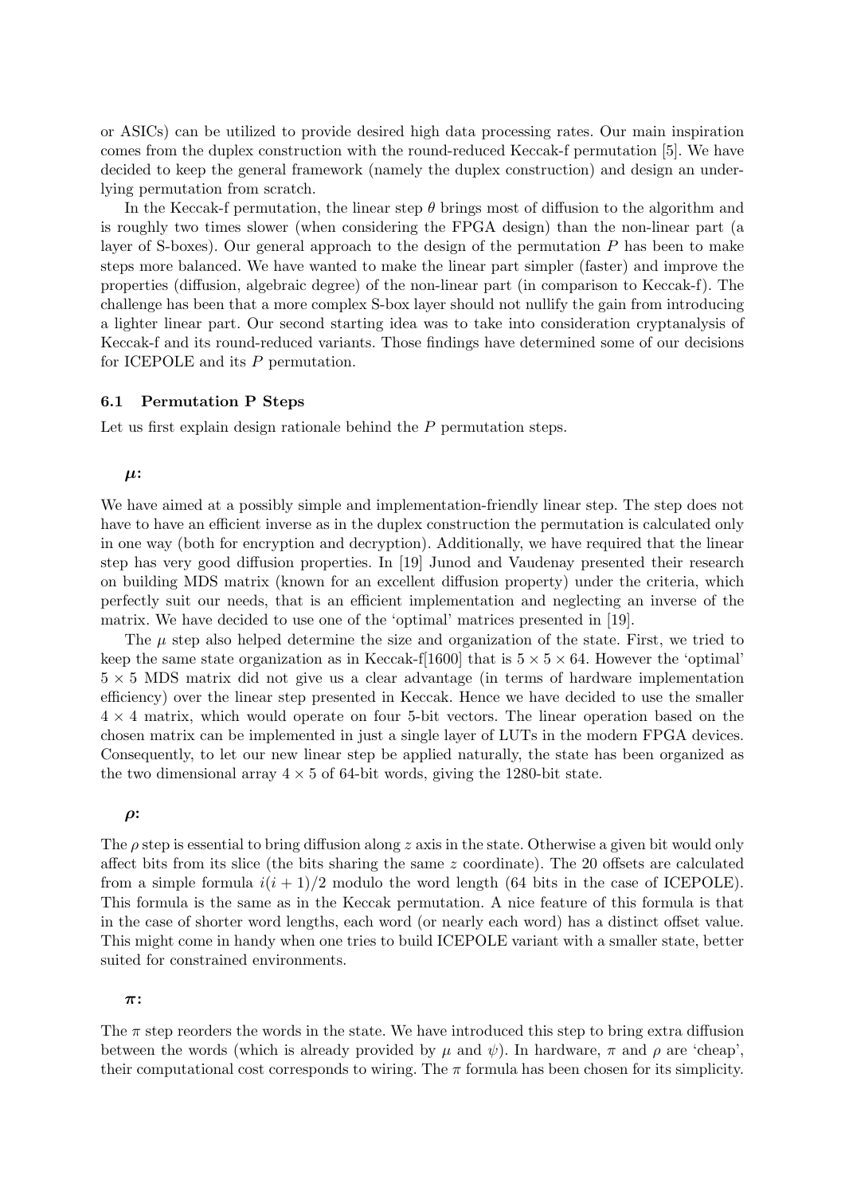or ASICs) can be utilized to provide desired high data processing rates. Our main inspiration comes from the duplex construction with the round-reduced Keccak-f permutation [5]. We have decided to keep the general framework (namely the duplex construction) and design an underlying permutation from scratch.

In the Keccak-f permutation, the linear step $\theta$ brings most of diffusion to the algorithm and is roughly two times slower (when considering the FPGA design) than the non-linear part (a layer of S-boxes). Our general approach to the design of the permutation $P$ has been to make steps more balanced. We have wanted to make the linear part simpler (faster) and improve the properties (diffusion, algebraic degree) of the non-linear part (in comparison to Keccak-f). The challenge has been that a more complex S-box layer should not nullify the gain from introducing a lighter linear part. Our second starting idea was to take into consideration cryptanalysis of Keccak-f and its round-reduced variants. Those findings have determined some of our decisions for ICEPOLE and its $P$ permutation.

### 6.1 Permutation P Steps

Let us first explain design rationale behind the $P$ permutation steps.

**$\mu$:**

We have aimed at a possibly simple and implementation-friendly linear step. The step does not have to have an efficient inverse as in the duplex construction the permutation is calculated only in one way (both for encryption and decryption). Additionally, we have required that the linear step has very good diffusion properties. In [19] Junod and Vaudenay presented their research on building MDS matrix (known for an excellent diffusion property) under the criteria, which perfectly suit our needs, that is an efficient implementation and neglecting an inverse of the matrix. We have decided to use one of the 'optimal' matrices presented in [19].

The $\mu$ step also helped determine the size and organization of the state. First, we tried to keep the same state organization as in Keccak-f[1600] that is $5 \times 5 \times 64$. However the 'optimal' $5 \times 5$ MDS matrix did not give us a clear advantage (in terms of hardware implementation efficiency) over the linear step presented in Keccak. Hence we have decided to use the smaller $4 \times 4$ matrix, which would operate on four 5-bit vectors. The linear operation based on the chosen matrix can be implemented in just a single layer of LUTs in the modern FPGA devices. Consequently, to let our new linear step be applied naturally, the state has been organized as the two dimensional array $4 \times 5$ of 64-bit words, giving the 1280-bit state.

**$\rho$:**

The $\rho$ step is essential to bring diffusion along $z$ axis in the state. Otherwise a given bit would only affect bits from its slice (the bits sharing the same $z$ coordinate). The 20 offsets are calculated from a simple formula $i(i + 1)/2$ modulo the word length (64 bits in the case of ICEPOLE). This formula is the same as in the Keccak permutation. A nice feature of this formula is that in the case of shorter word lengths, each word (or nearly each word) has a distinct offset value. This might come in handy when one tries to build ICEPOLE variant with a smaller state, better suited for constrained environments.

**$\pi$:**

The $\pi$ step reorders the words in the state. We have introduced this step to bring extra diffusion between the words (which is already provided by $\mu$ and $\psi$). In hardware, $\pi$ and $\rho$ are 'cheap', their computational cost corresponds to wiring. The $\pi$ formula has been chosen for its simplicity.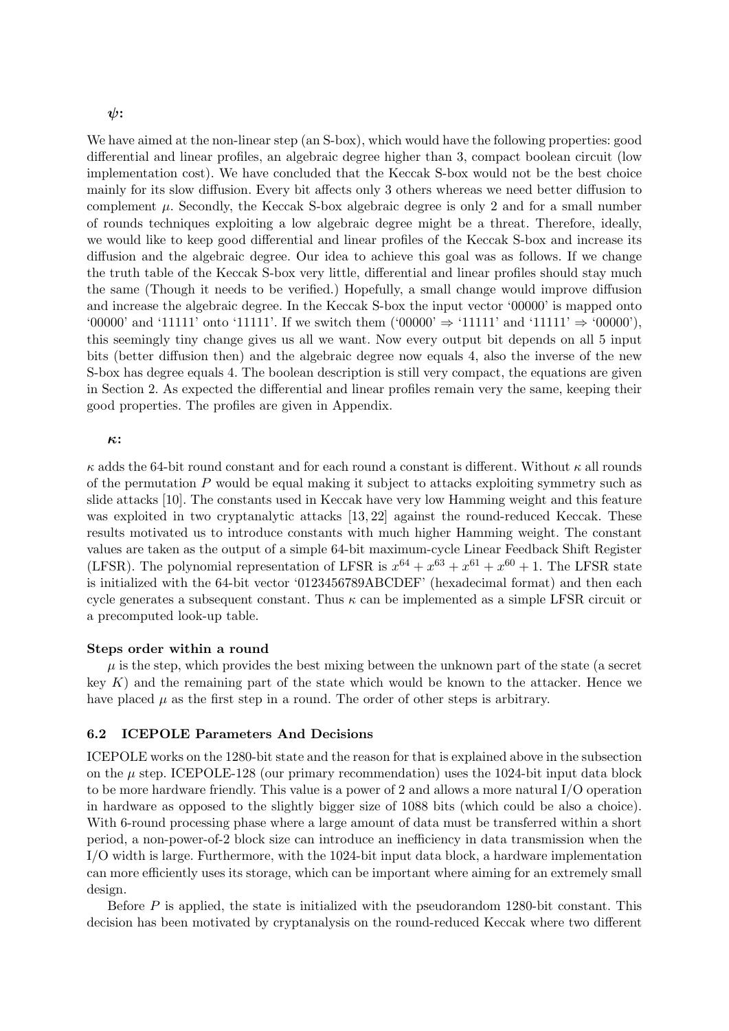**$\psi$:**

We have aimed at the non-linear step (an S-box), which would have the following properties: good differential and linear profiles, an algebraic degree higher than 3, compact boolean circuit (low implementation cost). We have concluded that the Keccak S-box would not be the best choice mainly for its slow diffusion. Every bit affects only 3 others whereas we need better diffusion to complement $\mu$. Secondly, the Keccak S-box algebraic degree is only 2 and for a small number of rounds techniques exploiting a low algebraic degree might be a threat. Therefore, ideally, we would like to keep good differential and linear profiles of the Keccak S-box and increase its diffusion and the algebraic degree. Our idea to achieve this goal was as follows. If we change the truth table of the Keccak S-box very little, differential and linear profiles should stay much the same (Though it needs to be verified.) Hopefully, a small change would improve diffusion and increase the algebraic degree. In the Keccak S-box the input vector '00000' is mapped onto '00000' and '11111' onto '11111'. If we switch them ('00000' $\Rightarrow$ '11111' and '11111' $\Rightarrow$ '00000'), this seemingly tiny change gives us all we want. Now every output bit depends on all 5 input bits (better diffusion then) and the algebraic degree now equals 4, also the inverse of the new S-box has degree equals 4. The boolean description is still very compact, the equations are given in Section 2. As expected the differential and linear profiles remain very the same, keeping their good properties. The profiles are given in Appendix.

**$\kappa$:**

$\kappa$ adds the 64-bit round constant and for each round a constant is different. Without $\kappa$ all rounds of the permutation $P$ would be equal making it subject to attacks exploiting symmetry such as slide attacks [10]. The constants used in Keccak have very low Hamming weight and this feature was exploited in two cryptanalytic attacks [13, 22] against the round-reduced Keccak. These results motivated us to introduce constants with much higher Hamming weight. The constant values are taken as the output of a simple 64-bit maximum-cycle Linear Feedback Shift Register (LFSR). The polynomial representation of LFSR is $x^{64} + x^{63} + x^{61} + x^{60} + 1$. The LFSR state is initialized with the 64-bit vector '0123456789ABCDEF' (hexadecimal format) and then each cycle generates a subsequent constant. Thus $\kappa$ can be implemented as a simple LFSR circuit or a precomputed look-up table.

**Steps order within a round**

$\mu$ is the step, which provides the best mixing between the unknown part of the state (a secret key $K$) and the remaining part of the state which would be known to the attacker. Hence we have placed $\mu$ as the first step in a round. The order of other steps is arbitrary.

### 6.2 ICEPOLE Parameters And Decisions

ICEPOLE works on the 1280-bit state and the reason for that is explained above in the subsection on the $\mu$ step. ICEPOLE-128 (our primary recommendation) uses the 1024-bit input data block to be more hardware friendly. This value is a power of 2 and allows a more natural I/O operation in hardware as opposed to the slightly bigger size of 1088 bits (which could be also a choice). With 6-round processing phase where a large amount of data must be transferred within a short period, a non-power-of-2 block size can introduce an inefficiency in data transmission when the I/O width is large. Furthermore, with the 1024-bit input data block, a hardware implementation can more efficiently uses its storage, which can be important where aiming for an extremely small design.

Before $P$ is applied, the state is initialized with the pseudorandom 1280-bit constant. This decision has been motivated by cryptanalysis on the round-reduced Keccak where two different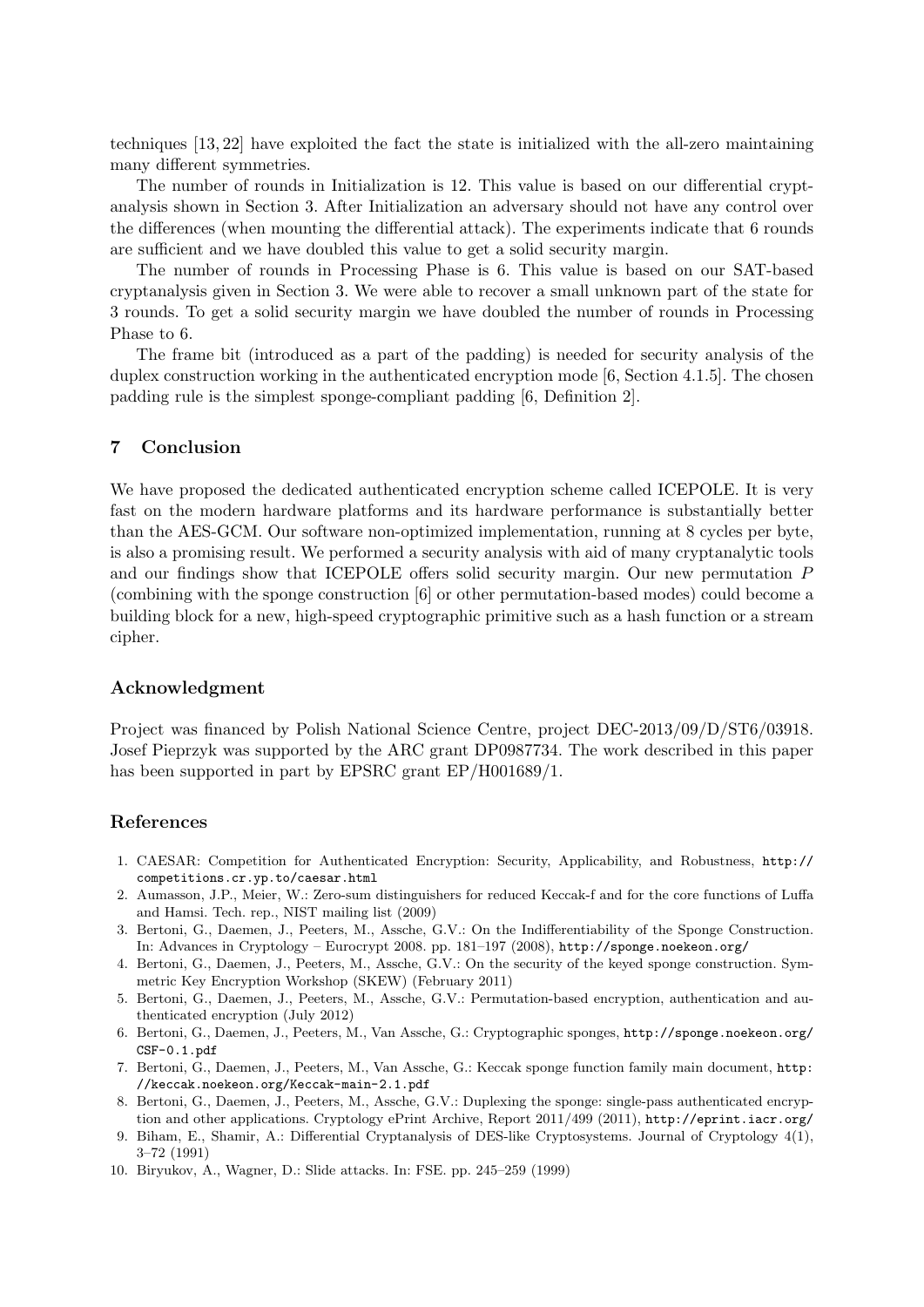techniques [13, 22] have exploited the fact the state is initialized with the all-zero maintaining many different symmetries.

The number of rounds in Initialization is 12. This value is based on our differential cryptanalysis shown in Section 3. After Initialization an adversary should not have any control over the differences (when mounting the differential attack). The experiments indicate that 6 rounds are sufficient and we have doubled this value to get a solid security margin.

The number of rounds in Processing Phase is 6. This value is based on our SAT-based cryptanalysis given in Section 3. We were able to recover a small unknown part of the state for 3 rounds. To get a solid security margin we have doubled the number of rounds in Processing Phase to 6.

The frame bit (introduced as a part of the padding) is needed for security analysis of the duplex construction working in the authenticated encryption mode [6, Section 4.1.5]. The chosen padding rule is the simplest sponge-compliant padding [6, Definition 2].

## 7 Conclusion

We have proposed the dedicated authenticated encryption scheme called ICEPOLE. It is very fast on the modern hardware platforms and its hardware performance is substantially better than the AES-GCM. Our software non-optimized implementation, running at 8 cycles per byte, is also a promising result. We performed a security analysis with aid of many cryptanalytic tools and our findings show that ICEPOLE offers solid security margin. Our new permutation $P$ (combining with the sponge construction [6] or other permutation-based modes) could become a building block for a new, high-speed cryptographic primitive such as a hash function or a stream cipher.

### Acknowledgment

Project was financed by Polish National Science Centre, project DEC-2013/09/D/ST6/03918. Josef Pieprzyk was supported by the ARC grant DP0987734. The work described in this paper has been supported in part by EPSRC grant EP/H001689/1.

### References

1. CAESAR: Competition for Authenticated Encryption: Security, Applicability, and Robustness, `http://competitions.cr.yp.to/caesar.html`
2. Aumasson, J.P., Meier, W.: Zero-sum distinguishers for reduced Keccak-f and for the core functions of Luffa and Hamsi. Tech. rep., NIST mailing list (2009)
3. Bertoni, G., Daemen, J., Peeters, M., Assche, G.V.: On the Indifferentiability of the Sponge Construction. In: Advances in Cryptology – Eurocrypt 2008. pp. 181–197 (2008), `http://sponge.noekeon.org/`
4. Bertoni, G., Daemen, J., Peeters, M., Assche, G.V.: On the security of the keyed sponge construction. Symmetric Key Encryption Workshop (SKEW) (February 2011)
5. Bertoni, G., Daemen, J., Peeters, M., Assche, G.V.: Permutation-based encryption, authentication and authenticated encryption (July 2012)
6. Bertoni, G., Daemen, J., Peeters, M., Van Assche, G.: Cryptographic sponges, `http://sponge.noekeon.org/CSF-0.1.pdf`
7. Bertoni, G., Daemen, J., Peeters, M., Van Assche, G.: Keccak sponge function family main document, `http://keccak.noekeon.org/Keccak-main-2.1.pdf`
8. Bertoni, G., Daemen, J., Peeters, M., Assche, G.V.: Duplexing the sponge: single-pass authenticated encryption and other applications. Cryptology ePrint Archive, Report 2011/499 (2011), `http://eprint.iacr.org/`
9. Biham, E., Shamir, A.: Differential Cryptanalysis of DES-like Cryptosystems. Journal of Cryptology 4(1), 3–72 (1991)
10. Biryukov, A., Wagner, D.: Slide attacks. In: FSE. pp. 245–259 (1999)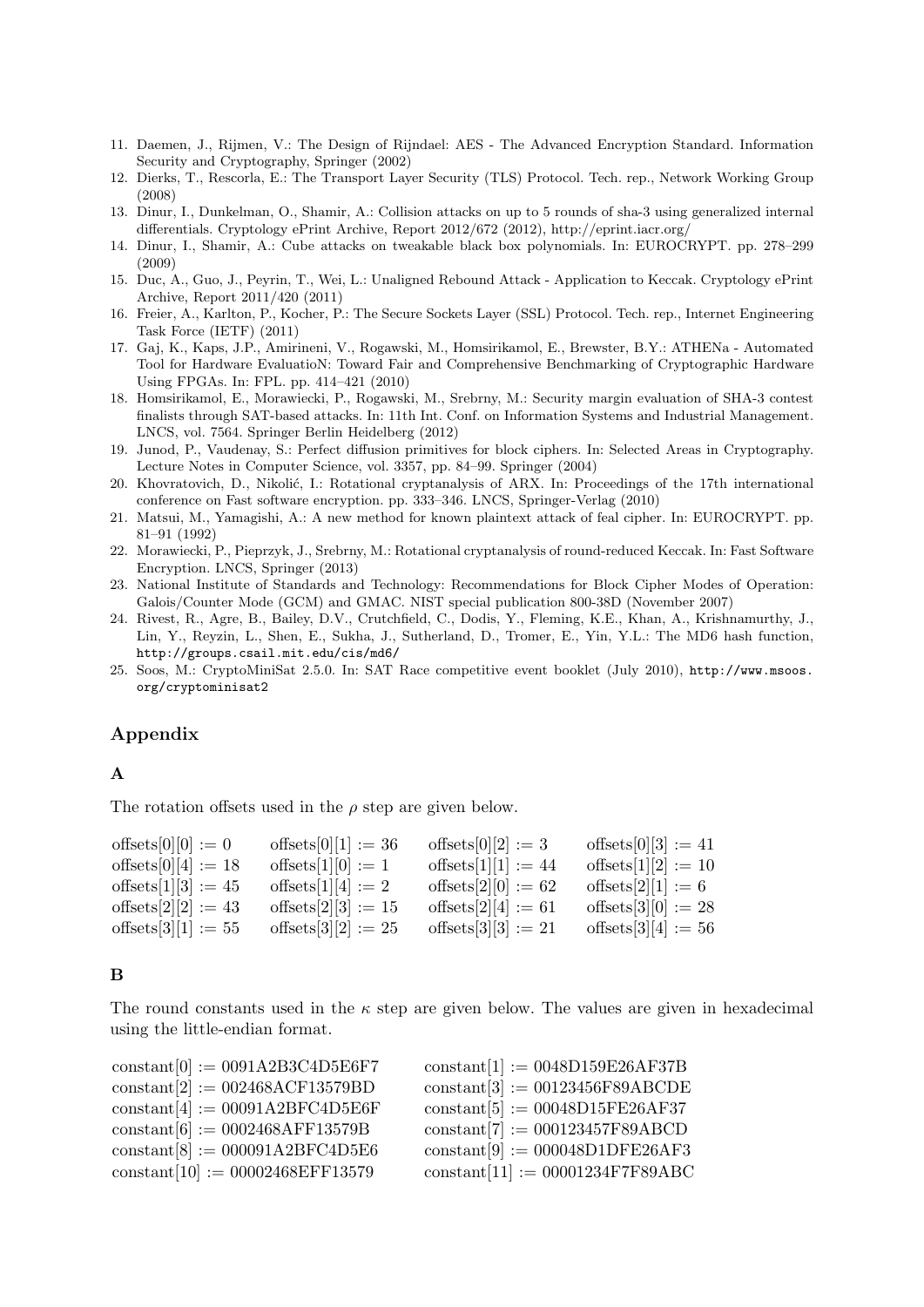11. Daemen, J., Rijmen, V.: The Design of Rijndael: AES - The Advanced Encryption Standard. Information Security and Cryptography, Springer (2002)
12. Dierks, T., Rescorla, E.: The Transport Layer Security (TLS) Protocol. Tech. rep., Network Working Group (2008)
13. Dinur, I., Dunkelman, O., Shamir, A.: Collision attacks on up to 5 rounds of sha-3 using generalized internal differentials. Cryptology ePrint Archive, Report 2012/672 (2012), http://eprint.iacr.org/
14. Dinur, I., Shamir, A.: Cube attacks on tweakable black box polynomials. In: EUROCRYPT. pp. 278–299 (2009)
15. Duc, A., Guo, J., Peyrin, T., Wei, L.: Unaligned Rebound Attack - Application to Keccak. Cryptology ePrint Archive, Report 2011/420 (2011)
16. Freier, A., Karlton, P., Kocher, P.: The Secure Sockets Layer (SSL) Protocol. Tech. rep., Internet Engineering Task Force (IETF) (2011)
17. Gaj, K., Kaps, J.P., Amirineni, V., Rogawski, M., Homsirikamol, E., Brewster, B.Y.: ATHENa - Automated Tool for Hardware EvaluatioN: Toward Fair and Comprehensive Benchmarking of Cryptographic Hardware Using FPGAs. In: FPL. pp. 414–421 (2010)
18. Homsirikamol, E., Morawiecki, P., Rogawski, M., Srebrny, M.: Security margin evaluation of SHA-3 contest finalists through SAT-based attacks. In: 11th Int. Conf. on Information Systems and Industrial Management. LNCS, vol. 7564. Springer Berlin Heidelberg (2012)
19. Junod, P., Vaudenay, S.: Perfect diffusion primitives for block ciphers. In: Selected Areas in Cryptography. Lecture Notes in Computer Science, vol. 3357, pp. 84–99. Springer (2004)
20. Khovratovich, D., Nikolić, I.: Rotational cryptanalysis of ARX. In: Proceedings of the 17th international conference on Fast software encryption. pp. 333–346. LNCS, Springer-Verlag (2010)
21. Matsui, M., Yamagishi, A.: A new method for known plaintext attack of feal cipher. In: EUROCRYPT. pp. 81–91 (1992)
22. Morawiecki, P., Pieprzyk, J., Srebrny, M.: Rotational cryptanalysis of round-reduced Keccak. In: Fast Software Encryption. LNCS, Springer (2013)
23. National Institute of Standards and Technology: Recommendations for Block Cipher Modes of Operation: Galois/Counter Mode (GCM) and GMAC. NIST special publication 800-38D (November 2007)
24. Rivest, R., Agre, B., Bailey, D.V., Crutchfield, C., Dodis, Y., Fleming, K.E., Khan, A., Krishnamurthy, J., Lin, Y., Reyzin, L., Shen, E., Sukha, J., Sutherland, D., Tromer, E., Yin, Y.L.: The MD6 hash function, http://groups.csail.mit.edu/cis/md6/
25. Soos, M.: CryptoMiniSat 2.5.0. In: SAT Race competitive event booklet (July 2010), http://www.msoos.org/cryptominisat2

## Appendix

### A

The rotation offsets used in the $\rho$ step are given below.

| | | | |
|---|---|---|---|
| offsets[0][0] := 0 | offsets[0][1] := 36 | offsets[0][2] := 3 | offsets[0][3] := 41 |
| offsets[0][4] := 18 | offsets[1][0] := 1 | offsets[1][1] := 44 | offsets[1][2] := 10 |
| offsets[1][3] := 45 | offsets[1][4] := 2 | offsets[2][0] := 62 | offsets[2][1] := 6 |
| offsets[2][2] := 43 | offsets[2][3] := 15 | offsets[2][4] := 61 | offsets[3][0] := 28 |
| offsets[3][1] := 55 | offsets[3][2] := 25 | offsets[3][3] := 21 | offsets[3][4] := 56 |

### B

The round constants used in the $\kappa$ step are given below. The values are given in hexadecimal using the little-endian format.

| | |
|---|---|
| constant[0] := 0091A2B3C4D5E6F7 | constant[1] := 0048D159E26AF37B |
| constant[2] := 002468ACF13579BD | constant[3] := 00123456F89ABCDE |
| constant[4] := 00091A2BFC4D5E6F | constant[5] := 00048D15FE26AF37 |
| constant[6] := 0002468AFF13579B | constant[7] := 000123457F89ABCD |
| constant[8] := 000091A2BFC4D5E6 | constant[9] := 000048D1DFE26AF3 |
| constant[10] := 00002468EFF13579 | constant[11] := 00001234F7F89ABC |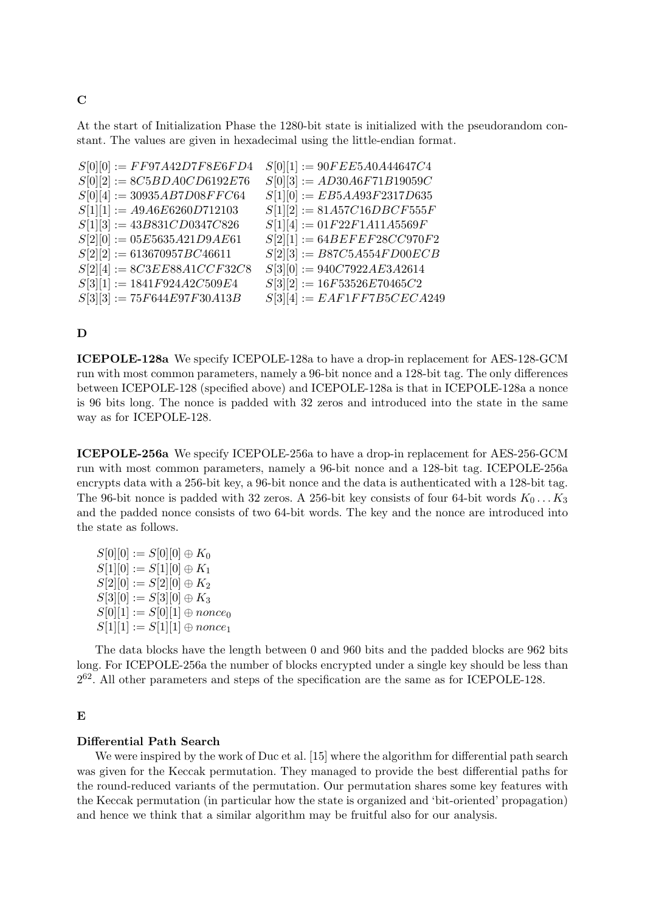## C

At the start of Initialization Phase the 1280-bit state is initialized with the pseudorandom constant. The values are given in hexadecimal using the little-endian format.

$S[0][0] := FF97A42D7F8E6FD4$ $S[0][1] := 90FEE5A0A44647C4$
$S[0][2] := 8C5BDA0CD6192E76$ $S[0][3] := AD30A6F71B19059C$
$S[0][4] := 30935AB7D08FFC64$ $S[1][0] := EB5AA93F2317D635$
$S[1][1] := A9A6E6260D712103$ $S[1][2] := 81A57C16DBCF555F$
$S[1][3] := 43B831CD0347C826$ $S[1][4] := 01F22F1A11A5569F$
$S[2][0] := 05E5635A21D9AE61$ $S[2][1] := 64BEFEF28CC970F2$
$S[2][2] := 613670957BC46611$ $S[2][3] := B87C5A554FD00ECB$
$S[2][4] := 8C3EE88A1CCF32C8$ $S[3][0] := 940C7922AE3A2614$
$S[3][1] := 1841F924A2C509E4$ $S[3][2] := 16F53526E70465C2$
$S[3][3] := 75F644E97F30A13B$ $S[3][4] := EAF1FF7B5CECA249$

## D

**ICEPOLE-128a** We specify ICEPOLE-128a to have a drop-in replacement for AES-128-GCM run with most common parameters, namely a 96-bit nonce and a 128-bit tag. The only differences between ICEPOLE-128 (specified above) and ICEPOLE-128a is that in ICEPOLE-128a a nonce is 96 bits long. The nonce is padded with 32 zeros and introduced into the state in the same way as for ICEPOLE-128.

**ICEPOLE-256a** We specify ICEPOLE-256a to have a drop-in replacement for AES-256-GCM run with most common parameters, namely a 96-bit nonce and a 128-bit tag. ICEPOLE-256a encrypts data with a 256-bit key, a 96-bit nonce and the data is authenticated with a 128-bit tag. The 96-bit nonce is padded with 32 zeros. A 256-bit key consists of four 64-bit words $K_0 \ldots K_3$ and the padded nonce consists of two 64-bit words. The key and the nonce are introduced into the state as follows.

$S[0][0] := S[0][0] \oplus K_0$
$S[1][0] := S[1][0] \oplus K_1$
$S[2][0] := S[2][0] \oplus K_2$
$S[3][0] := S[3][0] \oplus K_3$
$S[0][1] := S[0][1] \oplus nonce_0$
$S[1][1] := S[1][1] \oplus nonce_1$

The data blocks have the length between 0 and 960 bits and the padded blocks are 962 bits long. For ICEPOLE-256a the number of blocks encrypted under a single key should be less than $2^{62}$. All other parameters and steps of the specification are the same as for ICEPOLE-128.

## E

**Differential Path Search**

We were inspired by the work of Duc et al. [15] where the algorithm for differential path search was given for the Keccak permutation. They managed to provide the best differential paths for the round-reduced variants of the permutation. Our permutation shares some key features with the Keccak permutation (in particular how the state is organized and 'bit-oriented' propagation) and hence we think that a similar algorithm may be fruitful also for our analysis.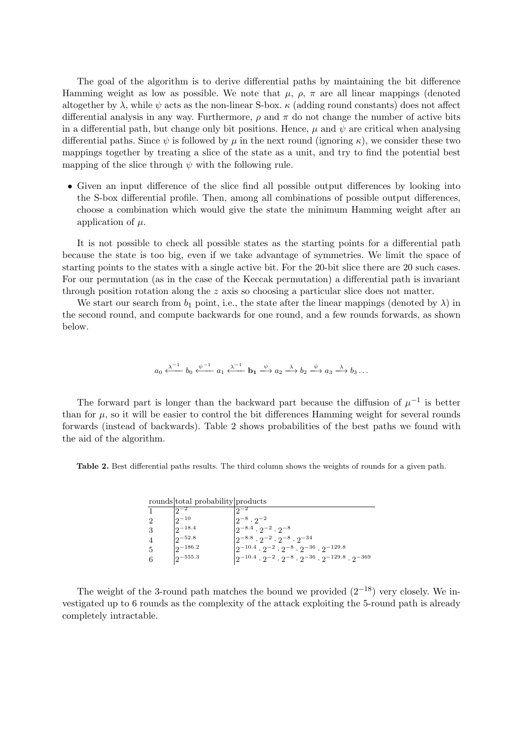The goal of the algorithm is to derive differential paths by maintaining the bit difference Hamming weight as low as possible. We note that $\mu$, $\rho$, $\pi$ are all linear mappings (denoted altogether by $\lambda$, while $\psi$ acts as the non-linear S-box. $\kappa$ (adding round constants) does not affect differential analysis in any way. Furthermore, $\rho$ and $\pi$ do not change the number of active bits in a differential path, but change only bit positions. Hence, $\mu$ and $\psi$ are critical when analysing differential paths. Since $\psi$ is followed by $\mu$ in the next round (ignoring $\kappa$), we consider these two mappings together by treating a slice of the state as a unit, and try to find the potential best mapping of the slice through $\psi$ with the following rule.

- Given an input difference of the slice find all possible output differences by looking into the S-box differential profile. Then, among all combinations of possible output differences, choose a combination which would give the state the minimum Hamming weight after an application of $\mu$.

It is not possible to check all possible states as the starting points for a differential path because the state is too big, even if we take advantage of symmetries. We limit the space of starting points to the states with a single active bit. For the 20-bit slice there are 20 such cases. For our permutation (as in the case of the Keccak permutation) a differential path is invariant through position rotation along the $z$ axis so choosing a particular slice does not matter.

We start our search from $b_1$ point, i.e., the state after the linear mappings (denoted by $\lambda$) in the second round, and compute backwards for one round, and a few rounds forwards, as shown below.

$$a_0 \xleftarrow{\lambda^{-1}} b_0 \xleftarrow{\psi^{-1}} a_1 \xleftarrow{\lambda^{-1}} \mathbf{b_1} \xrightarrow{\psi} a_2 \xrightarrow{\lambda} b_2 \xrightarrow{\psi} a_3 \xrightarrow{\lambda} b_3 \ldots$$

The forward part is longer than the backward part because the diffusion of $\mu^{-1}$ is better than for $\mu$, so it will be easier to control the bit differences Hamming weight for several rounds forwards (instead of backwards). Table 2 shows probabilities of the best paths we found with the aid of the algorithm.

**Table 2.** Best differential paths results. The third column shows the weights of rounds for a given path.

| rounds | total probability | products |
|---|---|---|
| 1 | $2^{-2}$ | $2^{-2}$ |
| 2 | $2^{-10}$ | $2^{-8} \cdot 2^{-2}$ |
| 3 | $2^{-18.4}$ | $2^{-8.4} \cdot 2^{-2} \cdot 2^{-8}$ |
| 4 | $2^{-52.8}$ | $2^{-8.8} \cdot 2^{-2} \cdot 2^{-8} \cdot 2^{-34}$ |
| 5 | $2^{-186.2}$ | $2^{-10.4} \cdot 2^{-2} \cdot 2^{-8} \cdot 2^{-36} \cdot 2^{-129.8}$ |
| 6 | $2^{-555.3}$ | $2^{-10.4} \cdot 2^{-2} \cdot 2^{-8} \cdot 2^{-36} \cdot 2^{-129.8} \cdot 2^{-369}$ |

The weight of the 3-round path matches the bound we provided ($2^{-18}$) very closely. We investigated up to 6 rounds as the complexity of the attack exploiting the 5-round path is already completely intractable.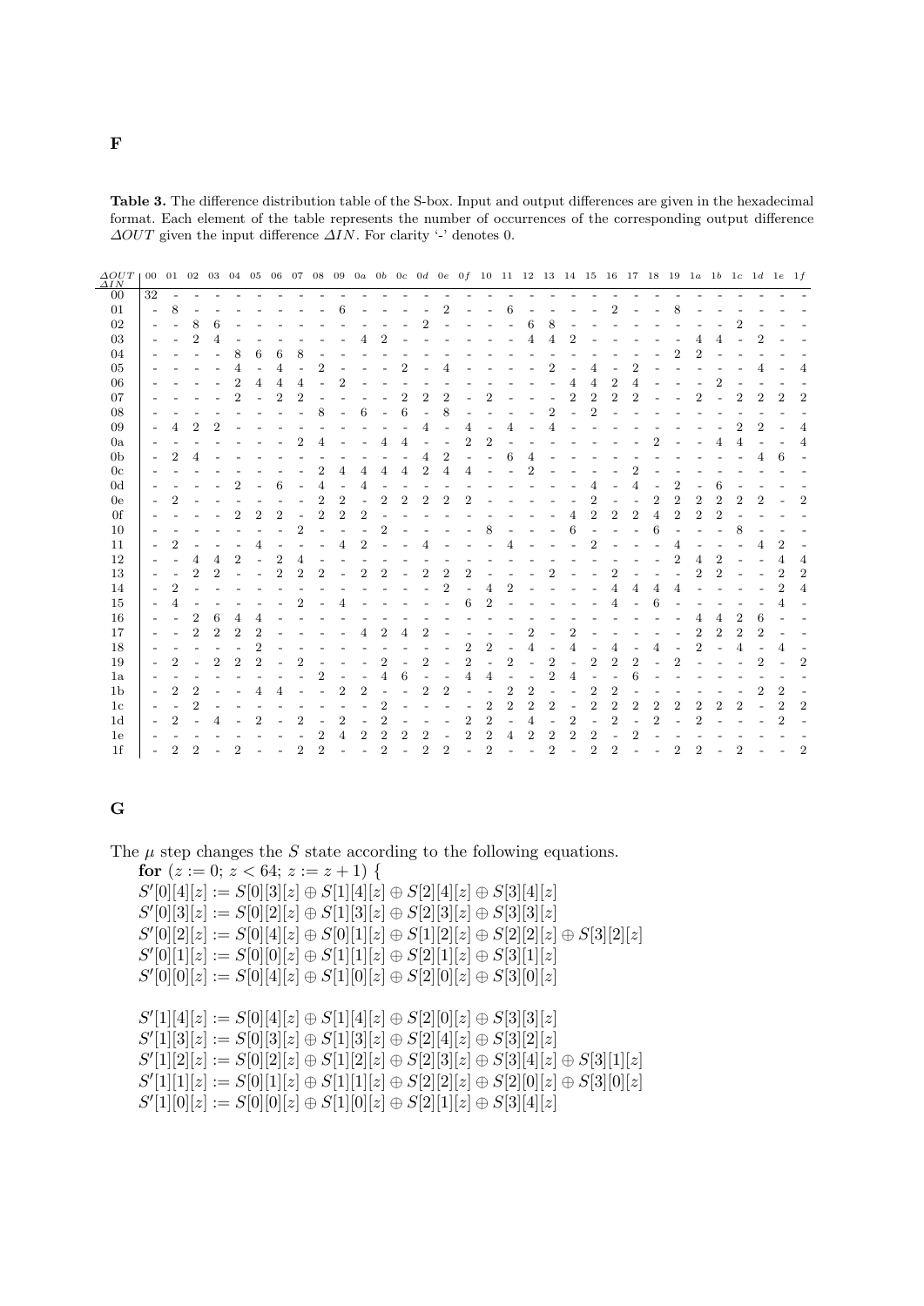| $\Delta IN$ \ $\Delta OUT$ | 00 | 01 | 02 | 03 | 04 | 05 | 06 | 07 | 08 | 09 | 0a | 0b | 0c | 0d | 0e | 0f | 10 | 11 | 12 | 13 | 14 | 15 | 16 | 17 | 18 | 19 | 1a | 1b | 1c | 1d | 1e | 1f |
|---|---|---|---|---|---|---|---|---|---|---|---|---|---|---|---|---|---|---|---|---|---|---|---|---|---|---|---|---|---|---|---|---|
| 00 | 32 | - | - | - | - | - | - | - | - | - | - | - | - | - | - | - | - | - | - | - | - | - | - | - | - | - | - | - | - | - | - | - |
| 01 | - | 8 | - | - | - | - | - | - | - | 6 | - | - | - | - | 2 | - | - | 6 | - | - | - | - | 2 | - | - | 8 | - | - | - | - | - | - |
| 02 | - | - | 8 | 6 | - | - | - | - | - | - | - | - | - | 2 | - | - | - | - | 6 | 8 | - | - | - | - | - | - | - | - | 2 | - | - | - |
| 03 | - | - | 2 | 4 | - | - | - | - | - | - | 4 | 2 | - | - | - | - | - | - | 4 | 4 | 2 | - | - | - | - | - | 4 | 4 | - | 2 | - | - |
| 04 | - | - | - | - | 8 | 6 | 6 | 8 | - | - | - | - | - | - | - | - | - | - | - | - | - | - | - | - | - | 2 | 2 | - | - | - | - | - |
| 05 | - | - | - | - | 4 | - | 4 | - | 2 | - | - | - | 2 | - | 4 | - | - | - | - | 2 | - | 4 | - | 2 | - | - | - | - | - | 4 | - | 4 |
| 06 | - | - | - | - | 2 | 4 | 4 | 4 | - | 2 | - | - | - | - | - | - | - | - | - | - | 4 | 4 | 2 | 4 | - | - | - | 2 | - | - | - | - |
| 07 | - | - | - | - | 2 | - | 2 | 2 | - | - | - | - | 2 | 2 | 2 | - | 2 | - | - | - | 2 | 2 | 2 | 2 | - | - | 2 | - | 2 | 2 | 2 | 2 |
| 08 | - | - | - | - | - | - | - | - | 8 | - | 6 | - | 6 | - | 8 | - | - | - | - | 2 | - | 2 | - | - | - | - | - | - | - | - | - | - |
| 09 | - | 4 | 2 | 2 | - | - | - | - | - | - | - | - | - | 4 | - | 4 | - | 4 | - | 4 | - | - | - | - | - | - | - | - | 2 | 2 | - | 4 |
| 0a | - | - | - | - | - | - | - | 2 | 4 | - | - | 4 | 4 | - | - | 2 | 2 | - | - | - | - | - | - | - | 2 | - | - | 4 | 4 | - | - | 4 |
| 0b | - | 2 | 4 | - | - | - | - | - | - | - | - | - | - | 4 | 2 | - | - | 6 | 4 | - | - | - | - | - | - | - | - | - | - | 4 | 6 | - |
| 0c | - | - | - | - | - | - | - | - | 2 | 4 | 4 | 4 | 4 | 2 | 4 | 4 | - | - | 2 | - | - | - | - | 2 | - | - | - | - | - | - | - | - |
| 0d | - | - | - | - | 2 | - | 6 | - | 4 | - | 4 | - | - | - | - | - | - | - | - | - | - | - | 4 | 4 | - | 2 | - | 6 | - | - | - | - |
| 0e | - | 2 | - | - | - | - | - | - | 2 | 2 | - | 2 | 2 | 2 | 2 | 2 | - | - | - | - | - | - | 2 | - | 2 | 2 | 2 | 2 | 2 | 2 | - | 2 |
| 0f | - | - | - | - | 2 | 2 | 2 | - | 2 | 2 | 2 | - | - | - | - | - | - | - | - | - | 4 | 2 | 2 | 2 | 4 | 2 | 2 | 2 | - | - | - | - |
| 10 | - | - | - | - | - | - | - | 2 | - | - | - | 2 | - | - | - | - | 8 | - | - | - | 6 | - | - | - | 6 | - | - | - | 8 | - | - | - |
| 11 | - | 2 | - | - | - | 4 | - | - | - | 4 | 2 | - | - | 4 | - | - | - | 4 | - | - | - | 2 | - | - | - | 4 | - | - | - | 4 | 2 | - |
| 12 | - | - | 4 | 4 | 2 | - | 2 | 4 | - | - | - | - | - | - | - | - | - | - | - | - | - | - | - | - | - | 2 | 4 | 2 | - | - | 4 | 4 |
| 13 | - | - | 2 | 2 | - | - | 2 | 2 | 2 | - | 2 | 2 | - | 2 | 2 | 2 | - | - | - | 2 | - | - | 2 | - | - | - | 2 | 2 | - | - | 2 | 2 |
| 14 | - | 2 | - | - | - | - | - | - | - | - | - | - | - | - | 2 | - | 4 | 2 | - | - | - | - | 4 | 4 | 4 | 4 | - | - | - | - | 2 | 4 |
| 15 | - | 4 | - | - | - | - | - | 2 | - | 4 | - | - | - | - | - | 6 | 2 | - | - | - | - | - | 4 | - | 6 | - | - | - | - | - | 4 | - |
| 16 | - | - | 2 | 6 | 4 | 4 | - | - | - | - | - | - | - | - | - | - | - | - | - | - | - | - | - | - | - | - | 4 | 4 | 2 | 6 | - | - |
| 17 | - | - | 2 | 2 | 2 | 2 | - | - | - | - | 4 | 2 | 4 | 2 | - | - | - | - | 2 | - | 2 | - | - | - | - | - | 2 | 2 | 2 | 2 | - | - |
| 18 | - | - | - | - | - | 2 | - | - | - | - | - | - | - | - | - | 2 | 2 | - | 4 | - | 4 | - | 4 | - | 4 | - | 2 | - | 4 | - | 4 | - |
| 19 | - | 2 | - | 2 | 2 | 2 | - | 2 | - | - | - | 2 | - | 2 | - | 2 | - | 2 | - | 2 | - | 2 | 2 | 2 | - | 2 | - | - | - | 2 | - | 2 |
| 1a | - | - | - | - | - | - | - | - | 2 | - | - | 4 | 6 | - | - | 4 | 4 | - | - | 2 | 4 | - | - | 6 | - | - | - | - | - | - | - | - |
| 1b | - | 2 | 2 | - | - | 4 | 4 | - | - | 2 | 2 | - | - | 2 | 2 | - | - | 2 | 2 | - | - | 2 | 2 | - | - | - | - | - | - | 2 | 2 | - |
| 1c | - | - | 2 | - | - | - | - | - | - | - | - | 2 | - | - | - | - | 2 | 2 | 2 | 2 | - | 2 | 2 | 2 | 2 | 2 | 2 | 2 | 2 | - | 2 | 2 |
| 1d | - | 2 | - | 4 | - | 2 | - | 2 | - | 2 | - | 2 | - | - | - | 2 | 2 | - | 4 | - | 2 | - | 2 | - | 2 | - | 2 | - | - | - | 2 | - |
| 1e | - | - | - | - | - | - | - | - | 2 | 4 | 2 | 2 | 2 | 2 | - | 2 | 2 | 4 | 2 | 2 | 2 | 2 | - | 2 | - | - | - | - | - | - | - | - |
| 1f | - | 2 | 2 | - | 2 | - | - | 2 | 2 | - | - | 2 | - | 2 | 2 | - | 2 | - | - | 2 | - | 2 | 2 | - | - | 2 | 2 | - | 2 | - | - | 2 |

# G

The $\mu$ step changes the $S$ state according to the following equations.

**for** $(z := 0;\ z < 64;\ z := z + 1)$ {

$S'[0][4][z] := S[0][3][z] \oplus S[1][4][z] \oplus S[2][4][z] \oplus S[3][4][z]$
$S'[0][3][z] := S[0][2][z] \oplus S[1][3][z] \oplus S[2][3][z] \oplus S[3][3][z]$
$S'[0][2][z] := S[0][4][z] \oplus S[0][1][z] \oplus S[1][2][z] \oplus S[2][2][z] \oplus S[3][2][z]$
$S'[0][1][z] := S[0][0][z] \oplus S[1][1][z] \oplus S[2][1][z] \oplus S[3][1][z]$
$S'[0][0][z] := S[0][4][z] \oplus S[1][0][z] \oplus S[2][0][z] \oplus S[3][0][z]$

$S'[1][4][z] := S[0][4][z] \oplus S[1][4][z] \oplus S[2][0][z] \oplus S[3][3][z]$
$S'[1][3][z] := S[0][3][z] \oplus S[1][3][z] \oplus S[2][4][z] \oplus S[3][2][z]$
$S'[1][2][z] := S[0][2][z] \oplus S[1][2][z] \oplus S[2][3][z] \oplus S[3][4][z] \oplus S[3][1][z]$
$S'[1][1][z] := S[0][1][z] \oplus S[1][1][z] \oplus S[2][2][z] \oplus S[2][0][z] \oplus S[3][0][z]$
$S'[1][0][z] := S[0][0][z] \oplus S[1][0][z] \oplus S[2][1][z] \oplus S[3][4][z]$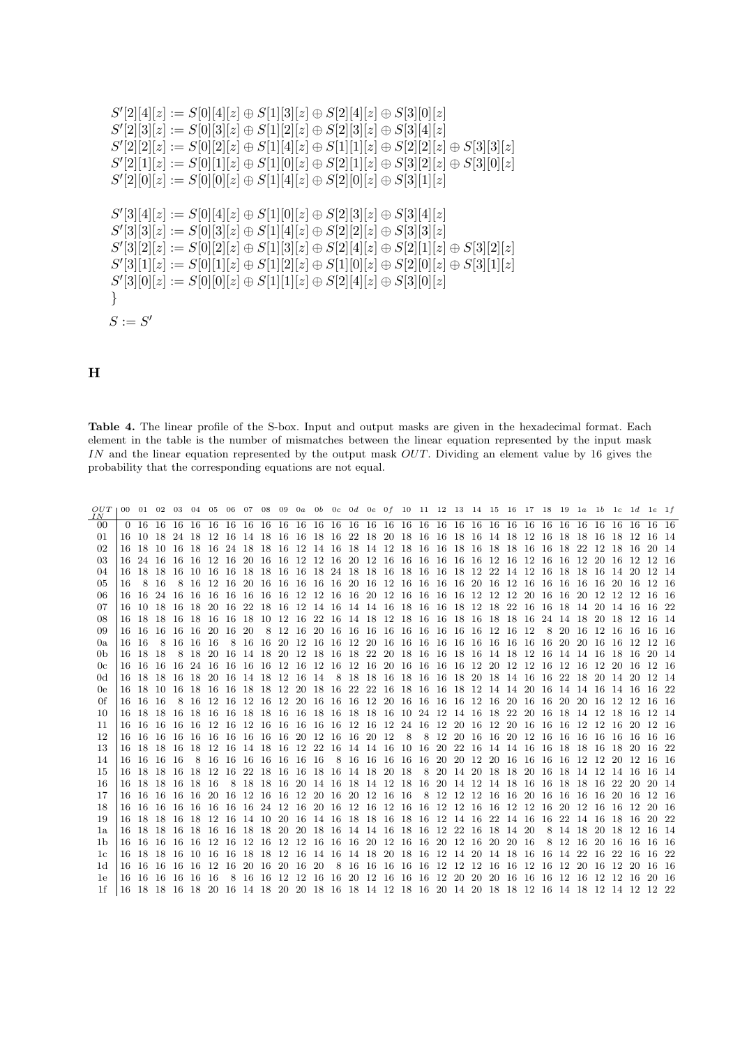$S'[2][4][z] := S[0][4][z] \oplus S[1][3][z] \oplus S[2][4][z] \oplus S[3][0][z]$
$S'[2][3][z] := S[0][3][z] \oplus S[1][2][z] \oplus S[2][3][z] \oplus S[3][4][z]$
$S'[2][2][z] := S[0][2][z] \oplus S[1][4][z] \oplus S[1][1][z] \oplus S[2][2][z] \oplus S[3][3][z]$
$S'[2][1][z] := S[0][1][z] \oplus S[1][0][z] \oplus S[2][1][z] \oplus S[3][2][z] \oplus S[3][0][z]$
$S'[2][0][z] := S[0][0][z] \oplus S[1][4][z] \oplus S[2][0][z] \oplus S[3][1][z]$

$S'[3][4][z] := S[0][4][z] \oplus S[1][0][z] \oplus S[2][3][z] \oplus S[3][4][z]$
$S'[3][3][z] := S[0][3][z] \oplus S[1][4][z] \oplus S[2][2][z] \oplus S[3][3][z]$
$S'[3][2][z] := S[0][2][z] \oplus S[1][3][z] \oplus S[2][4][z] \oplus S[2][1][z] \oplus S[3][2][z]$
$S'[3][1][z] := S[0][1][z] \oplus S[1][2][z] \oplus S[1][0][z] \oplus S[2][0][z] \oplus S[3][1][z]$
$S'[3][0][z] := S[0][0][z] \oplus S[1][1][z] \oplus S[2][4][z] \oplus S[3][0][z]$
}

$S := S'$

## H

**Table 4.** The linear profile of the S-box. Input and output masks are given in the hexadecimal format. Each element in the table is the number of mismatches between the linear equation represented by the input mask $IN$ and the linear equation represented by the output mask $OUT$. Dividing an element value by 16 gives the probability that the corresponding equations are not equal.

| $OUT$ / $IN$ | 00 | 01 | 02 | 03 | 04 | 05 | 06 | 07 | 08 | 09 | 0a | 0b | 0c | 0d | 0e | 0f | 10 | 11 | 12 | 13 | 14 | 15 | 16 | 17 | 18 | 19 | 1a | 1b | 1c | 1d | 1e | 1f |
|---|---|---|---|---|---|---|---|---|---|---|---|---|---|---|---|---|---|---|---|---|---|---|---|---|---|---|---|---|---|---|---|---|
| 00 | 0 | 16 | 16 | 16 | 16 | 16 | 16 | 16 | 16 | 16 | 16 | 16 | 16 | 16 | 16 | 16 | 16 | 16 | 16 | 16 | 16 | 16 | 16 | 16 | 16 | 16 | 16 | 16 | 16 | 16 | 16 | 16 |
| 01 | 16 | 10 | 18 | 24 | 18 | 12 | 16 | 14 | 18 | 16 | 16 | 18 | 16 | 22 | 18 | 20 | 18 | 16 | 16 | 18 | 16 | 14 | 18 | 12 | 16 | 18 | 18 | 16 | 18 | 12 | 16 | 14 |
| 02 | 16 | 18 | 10 | 16 | 18 | 16 | 24 | 18 | 18 | 16 | 12 | 14 | 16 | 18 | 14 | 12 | 18 | 16 | 16 | 18 | 16 | 18 | 18 | 16 | 16 | 18 | 22 | 12 | 18 | 16 | 20 | 14 |
| 03 | 16 | 24 | 16 | 16 | 16 | 12 | 16 | 20 | 16 | 16 | 12 | 12 | 16 | 20 | 12 | 16 | 16 | 16 | 16 | 16 | 16 | 12 | 16 | 12 | 16 | 16 | 12 | 20 | 16 | 12 | 12 | 16 |
| 04 | 16 | 18 | 18 | 16 | 10 | 16 | 16 | 18 | 18 | 16 | 16 | 18 | 24 | 18 | 18 | 16 | 18 | 16 | 16 | 18 | 12 | 22 | 14 | 12 | 16 | 18 | 18 | 16 | 14 | 20 | 12 | 14 |
| 05 | 16 | 8 | 16 | 8 | 16 | 12 | 16 | 20 | 16 | 16 | 16 | 16 | 16 | 20 | 16 | 12 | 16 | 16 | 16 | 16 | 20 | 16 | 12 | 16 | 16 | 16 | 16 | 16 | 20 | 16 | 12 | 16 |
| 06 | 16 | 16 | 24 | 16 | 16 | 16 | 16 | 16 | 16 | 16 | 12 | 12 | 16 | 16 | 20 | 12 | 16 | 16 | 16 | 16 | 12 | 12 | 12 | 20 | 16 | 16 | 20 | 12 | 12 | 12 | 16 | 16 |
| 07 | 16 | 10 | 18 | 16 | 18 | 20 | 16 | 22 | 18 | 16 | 12 | 14 | 16 | 14 | 14 | 16 | 18 | 16 | 16 | 18 | 12 | 18 | 22 | 16 | 16 | 18 | 14 | 20 | 14 | 16 | 16 | 22 |
| 08 | 16 | 18 | 18 | 16 | 18 | 16 | 16 | 18 | 10 | 12 | 16 | 22 | 16 | 14 | 18 | 12 | 18 | 16 | 16 | 18 | 16 | 18 | 18 | 16 | 24 | 14 | 18 | 20 | 18 | 12 | 16 | 14 |
| 09 | 16 | 16 | 16 | 16 | 16 | 20 | 16 | 20 | 8 | 12 | 16 | 20 | 16 | 16 | 16 | 16 | 16 | 16 | 16 | 16 | 16 | 12 | 16 | 12 | 8 | 20 | 16 | 12 | 16 | 16 | 16 | 16 |
| 0a | 16 | 16 | 8 | 16 | 16 | 16 | 8 | 16 | 16 | 20 | 12 | 16 | 16 | 12 | 20 | 16 | 16 | 16 | 16 | 16 | 16 | 16 | 16 | 16 | 16 | 20 | 20 | 16 | 16 | 12 | 12 | 16 |
| 0b | 16 | 18 | 18 | 8 | 18 | 20 | 16 | 14 | 18 | 20 | 12 | 18 | 16 | 18 | 22 | 20 | 18 | 16 | 16 | 18 | 16 | 14 | 18 | 12 | 16 | 14 | 14 | 16 | 18 | 16 | 20 | 14 |
| 0c | 16 | 16 | 16 | 16 | 24 | 16 | 16 | 16 | 16 | 12 | 16 | 12 | 16 | 12 | 16 | 20 | 16 | 16 | 16 | 16 | 12 | 20 | 12 | 12 | 16 | 12 | 16 | 12 | 20 | 16 | 12 | 16 |
| 0d | 16 | 18 | 18 | 16 | 18 | 20 | 16 | 14 | 18 | 12 | 16 | 14 | 8 | 18 | 18 | 16 | 18 | 16 | 16 | 18 | 20 | 18 | 14 | 16 | 16 | 22 | 18 | 20 | 14 | 20 | 12 | 14 |
| 0e | 16 | 18 | 10 | 16 | 18 | 16 | 16 | 18 | 18 | 12 | 20 | 18 | 16 | 22 | 22 | 16 | 18 | 16 | 16 | 18 | 12 | 14 | 14 | 20 | 16 | 14 | 14 | 16 | 14 | 16 | 16 | 22 |
| 0f | 16 | 16 | 16 | 8 | 16 | 12 | 16 | 12 | 16 | 12 | 20 | 16 | 16 | 16 | 12 | 20 | 16 | 16 | 16 | 16 | 12 | 16 | 20 | 16 | 16 | 20 | 20 | 16 | 12 | 12 | 16 | 16 |
| 10 | 16 | 18 | 18 | 16 | 18 | 16 | 16 | 18 | 18 | 16 | 16 | 18 | 16 | 18 | 18 | 16 | 10 | 24 | 12 | 14 | 16 | 18 | 22 | 20 | 16 | 18 | 14 | 12 | 18 | 16 | 12 | 14 |
| 11 | 16 | 16 | 16 | 16 | 16 | 12 | 16 | 12 | 16 | 16 | 16 | 16 | 16 | 12 | 16 | 12 | 24 | 16 | 12 | 20 | 16 | 12 | 20 | 16 | 16 | 16 | 12 | 12 | 16 | 20 | 12 | 16 |
| 12 | 16 | 16 | 16 | 16 | 16 | 16 | 16 | 16 | 16 | 16 | 20 | 12 | 16 | 16 | 20 | 12 | 8 | 8 | 12 | 20 | 16 | 16 | 20 | 12 | 16 | 16 | 16 | 16 | 16 | 16 | 16 | 16 |
| 13 | 16 | 18 | 18 | 16 | 18 | 12 | 16 | 14 | 18 | 16 | 12 | 22 | 16 | 14 | 14 | 16 | 10 | 16 | 20 | 22 | 16 | 14 | 14 | 16 | 16 | 18 | 18 | 16 | 18 | 20 | 16 | 22 |
| 14 | 16 | 16 | 16 | 16 | 8 | 16 | 16 | 16 | 16 | 16 | 16 | 16 | 8 | 16 | 16 | 16 | 16 | 16 | 20 | 20 | 12 | 20 | 16 | 16 | 16 | 16 | 12 | 12 | 20 | 12 | 16 | 16 |
| 15 | 16 | 18 | 18 | 16 | 18 | 12 | 16 | 22 | 18 | 16 | 16 | 18 | 16 | 14 | 18 | 20 | 18 | 8 | 20 | 14 | 20 | 18 | 18 | 20 | 16 | 18 | 14 | 12 | 14 | 16 | 16 | 14 |
| 16 | 16 | 18 | 18 | 16 | 18 | 16 | 8 | 18 | 18 | 16 | 20 | 14 | 16 | 18 | 14 | 12 | 18 | 16 | 20 | 14 | 12 | 14 | 18 | 16 | 16 | 18 | 18 | 16 | 22 | 20 | 20 | 14 |
| 17 | 16 | 16 | 16 | 16 | 20 | 16 | 12 | 16 | 16 | 12 | 20 | 16 | 20 | 12 | 16 | 16 | 8 | 12 | 12 | 12 | 16 | 16 | 20 | 16 | 16 | 16 | 16 | 20 | 16 | 12 | 16 |
| 18 | 16 | 16 | 16 | 16 | 16 | 16 | 16 | 24 | 12 | 16 | 20 | 16 | 12 | 16 | 12 | 16 | 16 | 12 | 12 | 16 | 16 | 12 | 12 | 16 | 20 | 12 | 16 | 16 | 12 | 20 | 16 |
| 19 | 16 | 18 | 18 | 16 | 18 | 12 | 16 | 14 | 10 | 20 | 16 | 14 | 16 | 18 | 18 | 16 | 18 | 16 | 12 | 14 | 16 | 22 | 14 | 16 | 16 | 22 | 14 | 16 | 18 | 16 | 20 | 22 |
| 1a | 16 | 18 | 18 | 16 | 18 | 16 | 16 | 18 | 18 | 20 | 20 | 18 | 16 | 14 | 14 | 16 | 18 | 16 | 12 | 22 | 16 | 18 | 14 | 20 | 8 | 14 | 18 | 20 | 18 | 12 | 16 | 14 |
| 1b | 16 | 16 | 16 | 16 | 16 | 12 | 16 | 12 | 16 | 12 | 12 | 16 | 16 | 16 | 20 | 12 | 16 | 16 | 20 | 12 | 16 | 20 | 20 | 16 | 8 | 12 | 16 | 20 | 16 | 16 | 16 | 16 |
| 1c | 16 | 18 | 18 | 16 | 10 | 16 | 16 | 18 | 18 | 12 | 16 | 14 | 16 | 14 | 18 | 20 | 18 | 16 | 12 | 14 | 20 | 14 | 18 | 16 | 16 | 14 | 22 | 16 | 22 | 16 | 16 | 22 |
| 1d | 16 | 16 | 16 | 16 | 16 | 12 | 16 | 20 | 16 | 20 | 16 | 20 | 8 | 16 | 16 | 16 | 16 | 12 | 12 | 12 | 16 | 16 | 12 | 16 | 12 | 20 | 16 | 12 | 20 | 16 | 16 |
| 1e | 16 | 16 | 16 | 16 | 16 | 16 | 8 | 16 | 16 | 12 | 12 | 16 | 16 | 20 | 12 | 16 | 16 | 16 | 12 | 20 | 20 | 20 | 16 | 16 | 16 | 12 | 16 | 12 | 12 | 16 | 20 | 16 |
| 1f | 16 | 18 | 18 | 16 | 18 | 20 | 16 | 14 | 18 | 20 | 20 | 18 | 16 | 18 | 14 | 12 | 18 | 16 | 20 | 14 | 20 | 18 | 18 | 12 | 16 | 14 | 18 | 12 | 14 | 12 | 12 | 22 |